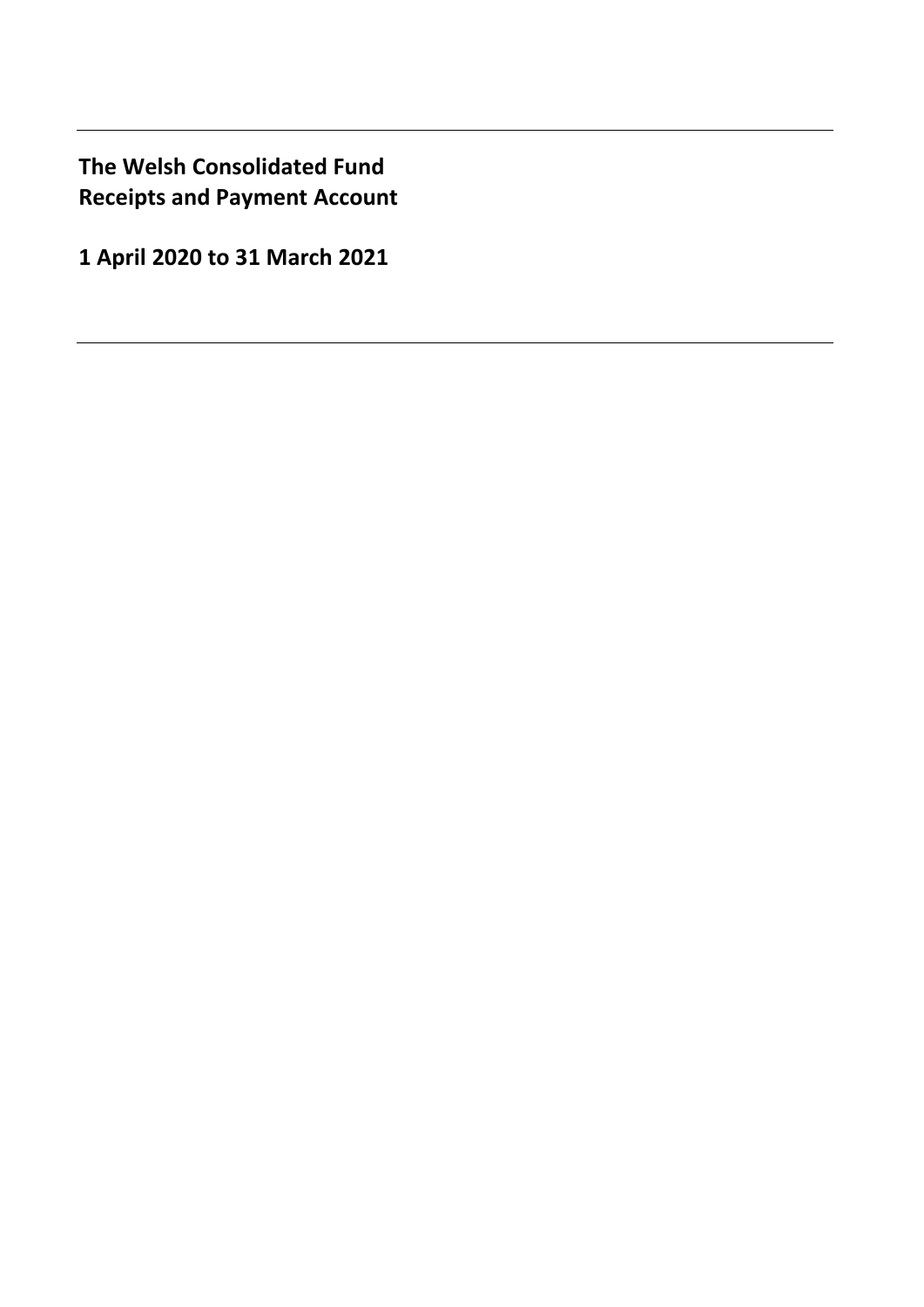# The Welsh Consolidated Fund
# Receipts and Payment Account

## 1 April 2020 to 31 March 2021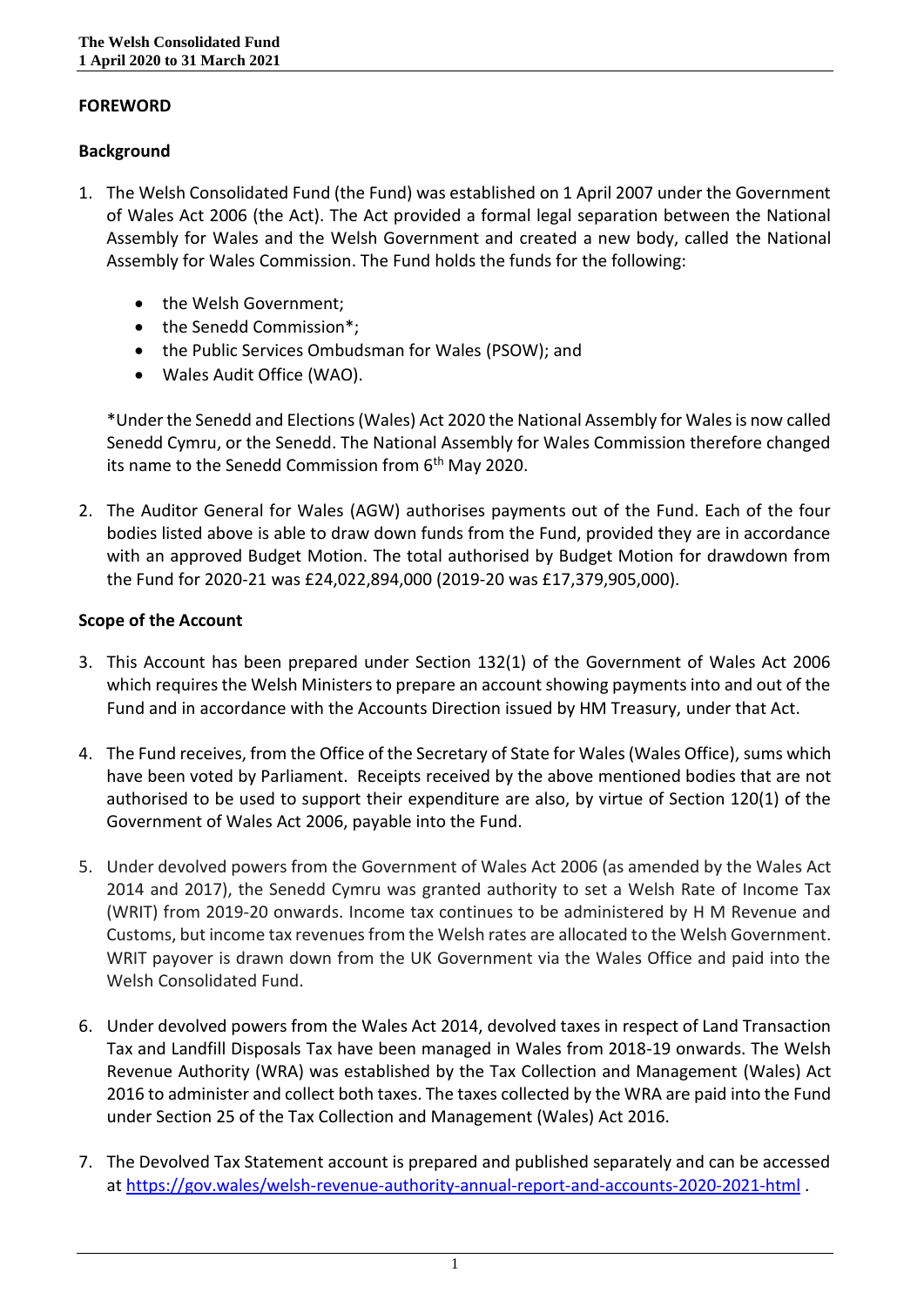## FOREWORD

### Background

1. The Welsh Consolidated Fund (the Fund) was established on 1 April 2007 under the Government of Wales Act 2006 (the Act). The Act provided a formal legal separation between the National Assembly for Wales and the Welsh Government and created a new body, called the National Assembly for Wales Commission. The Fund holds the funds for the following:

   - the Welsh Government;
   - the Senedd Commission*;
   - the Public Services Ombudsman for Wales (PSOW); and
   - Wales Audit Office (WAO).

   *Under the Senedd and Elections (Wales) Act 2020 the National Assembly for Wales is now called Senedd Cymru, or the Senedd. The National Assembly for Wales Commission therefore changed its name to the Senedd Commission from 6th May 2020.

2. The Auditor General for Wales (AGW) authorises payments out of the Fund. Each of the four bodies listed above is able to draw down funds from the Fund, provided they are in accordance with an approved Budget Motion. The total authorised by Budget Motion for drawdown from the Fund for 2020-21 was £24,022,894,000 (2019-20 was £17,379,905,000).

### Scope of the Account

3. This Account has been prepared under Section 132(1) of the Government of Wales Act 2006 which requires the Welsh Ministers to prepare an account showing payments into and out of the Fund and in accordance with the Accounts Direction issued by HM Treasury, under that Act.

4. The Fund receives, from the Office of the Secretary of State for Wales (Wales Office), sums which have been voted by Parliament. Receipts received by the above mentioned bodies that are not authorised to be used to support their expenditure are also, by virtue of Section 120(1) of the Government of Wales Act 2006, payable into the Fund.

5. Under devolved powers from the Government of Wales Act 2006 (as amended by the Wales Act 2014 and 2017), the Senedd Cymru was granted authority to set a Welsh Rate of Income Tax (WRIT) from 2019-20 onwards. Income tax continues to be administered by H M Revenue and Customs, but income tax revenues from the Welsh rates are allocated to the Welsh Government. WRIT payover is drawn down from the UK Government via the Wales Office and paid into the Welsh Consolidated Fund.

6. Under devolved powers from the Wales Act 2014, devolved taxes in respect of Land Transaction Tax and Landfill Disposals Tax have been managed in Wales from 2018-19 onwards. The Welsh Revenue Authority (WRA) was established by the Tax Collection and Management (Wales) Act 2016 to administer and collect both taxes. The taxes collected by the WRA are paid into the Fund under Section 25 of the Tax Collection and Management (Wales) Act 2016.

7. The Devolved Tax Statement account is prepared and published separately and can be accessed at https://gov.wales/welsh-revenue-authority-annual-report-and-accounts-2020-2021-html .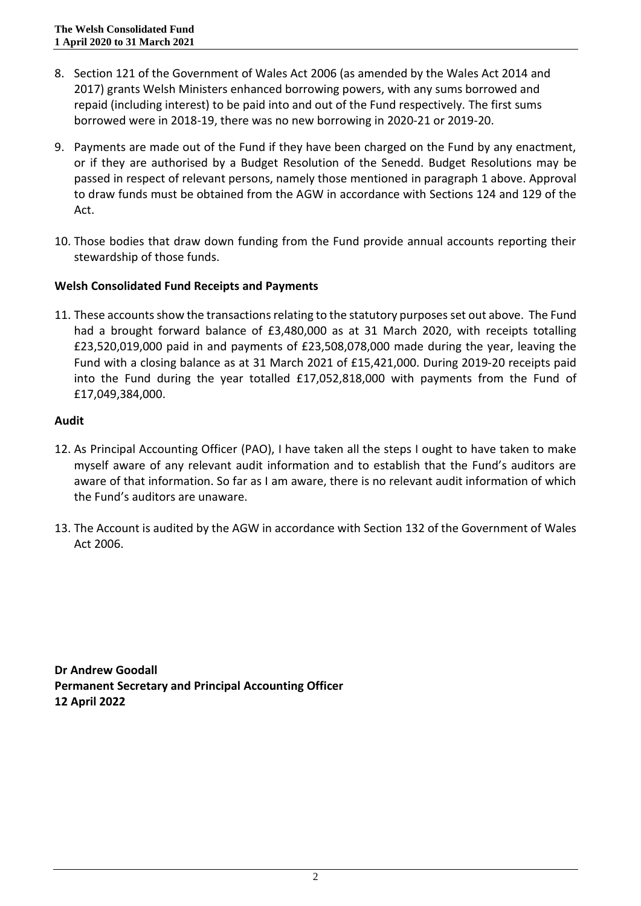8. Section 121 of the Government of Wales Act 2006 (as amended by the Wales Act 2014 and 2017) grants Welsh Ministers enhanced borrowing powers, with any sums borrowed and repaid (including interest) to be paid into and out of the Fund respectively. The first sums borrowed were in 2018-19, there was no new borrowing in 2020-21 or 2019-20.

9. Payments are made out of the Fund if they have been charged on the Fund by any enactment, or if they are authorised by a Budget Resolution of the Senedd. Budget Resolutions may be passed in respect of relevant persons, namely those mentioned in paragraph 1 above. Approval to draw funds must be obtained from the AGW in accordance with Sections 124 and 129 of the Act.

10. Those bodies that draw down funding from the Fund provide annual accounts reporting their stewardship of those funds.

**Welsh Consolidated Fund Receipts and Payments**

11. These accounts show the transactions relating to the statutory purposes set out above. The Fund had a brought forward balance of £3,480,000 as at 31 March 2020, with receipts totalling £23,520,019,000 paid in and payments of £23,508,078,000 made during the year, leaving the Fund with a closing balance as at 31 March 2021 of £15,421,000. During 2019-20 receipts paid into the Fund during the year totalled £17,052,818,000 with payments from the Fund of £17,049,384,000.

**Audit**

12. As Principal Accounting Officer (PAO), I have taken all the steps I ought to have taken to make myself aware of any relevant audit information and to establish that the Fund's auditors are aware of that information. So far as I am aware, there is no relevant audit information of which the Fund's auditors are unaware.

13. The Account is audited by the AGW in accordance with Section 132 of the Government of Wales Act 2006.

**Dr Andrew Goodall**
**Permanent Secretary and Principal Accounting Officer**
**12 April 2022**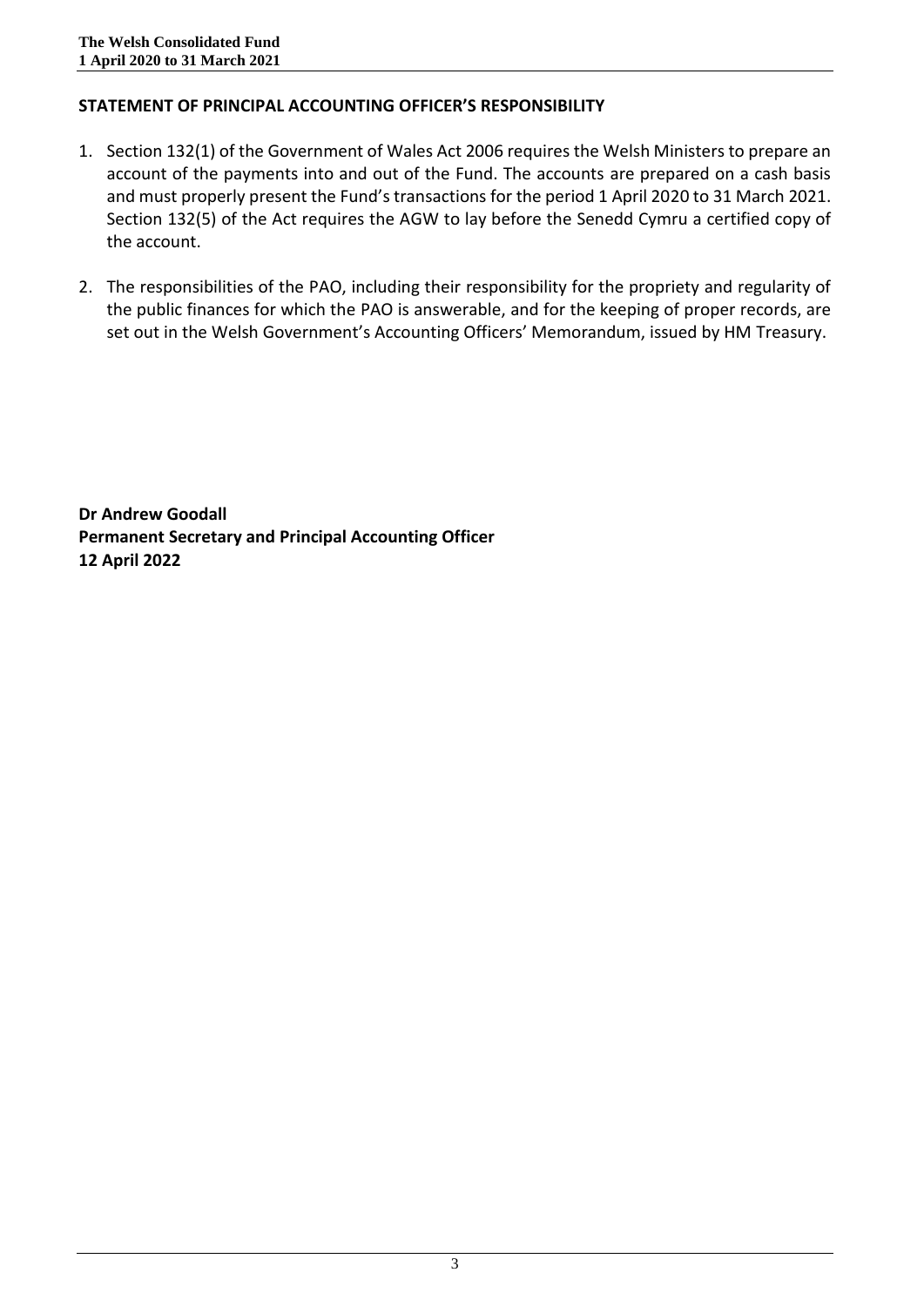## STATEMENT OF PRINCIPAL ACCOUNTING OFFICER'S RESPONSIBILITY

1. Section 132(1) of the Government of Wales Act 2006 requires the Welsh Ministers to prepare an account of the payments into and out of the Fund. The accounts are prepared on a cash basis and must properly present the Fund's transactions for the period 1 April 2020 to 31 March 2021. Section 132(5) of the Act requires the AGW to lay before the Senedd Cymru a certified copy of the account.

2. The responsibilities of the PAO, including their responsibility for the propriety and regularity of the public finances for which the PAO is answerable, and for the keeping of proper records, are set out in the Welsh Government's Accounting Officers' Memorandum, issued by HM Treasury.

**Dr Andrew Goodall**
**Permanent Secretary and Principal Accounting Officer**
**12 April 2022**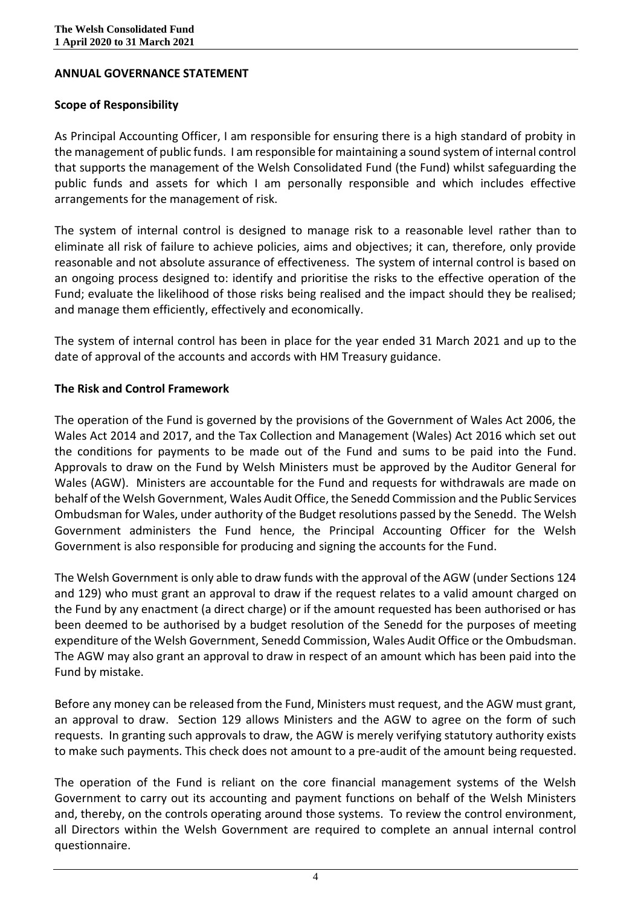## ANNUAL GOVERNANCE STATEMENT

### Scope of Responsibility

As Principal Accounting Officer, I am responsible for ensuring there is a high standard of probity in the management of public funds. I am responsible for maintaining a sound system of internal control that supports the management of the Welsh Consolidated Fund (the Fund) whilst safeguarding the public funds and assets for which I am personally responsible and which includes effective arrangements for the management of risk.

The system of internal control is designed to manage risk to a reasonable level rather than to eliminate all risk of failure to achieve policies, aims and objectives; it can, therefore, only provide reasonable and not absolute assurance of effectiveness. The system of internal control is based on an ongoing process designed to: identify and prioritise the risks to the effective operation of the Fund; evaluate the likelihood of those risks being realised and the impact should they be realised; and manage them efficiently, effectively and economically.

The system of internal control has been in place for the year ended 31 March 2021 and up to the date of approval of the accounts and accords with HM Treasury guidance.

### The Risk and Control Framework

The operation of the Fund is governed by the provisions of the Government of Wales Act 2006, the Wales Act 2014 and 2017, and the Tax Collection and Management (Wales) Act 2016 which set out the conditions for payments to be made out of the Fund and sums to be paid into the Fund. Approvals to draw on the Fund by Welsh Ministers must be approved by the Auditor General for Wales (AGW). Ministers are accountable for the Fund and requests for withdrawals are made on behalf of the Welsh Government, Wales Audit Office, the Senedd Commission and the Public Services Ombudsman for Wales, under authority of the Budget resolutions passed by the Senedd. The Welsh Government administers the Fund hence, the Principal Accounting Officer for the Welsh Government is also responsible for producing and signing the accounts for the Fund.

The Welsh Government is only able to draw funds with the approval of the AGW (under Sections 124 and 129) who must grant an approval to draw if the request relates to a valid amount charged on the Fund by any enactment (a direct charge) or if the amount requested has been authorised or has been deemed to be authorised by a budget resolution of the Senedd for the purposes of meeting expenditure of the Welsh Government, Senedd Commission, Wales Audit Office or the Ombudsman. The AGW may also grant an approval to draw in respect of an amount which has been paid into the Fund by mistake.

Before any money can be released from the Fund, Ministers must request, and the AGW must grant, an approval to draw. Section 129 allows Ministers and the AGW to agree on the form of such requests. In granting such approvals to draw, the AGW is merely verifying statutory authority exists to make such payments. This check does not amount to a pre-audit of the amount being requested.

The operation of the Fund is reliant on the core financial management systems of the Welsh Government to carry out its accounting and payment functions on behalf of the Welsh Ministers and, thereby, on the controls operating around those systems. To review the control environment, all Directors within the Welsh Government are required to complete an annual internal control questionnaire.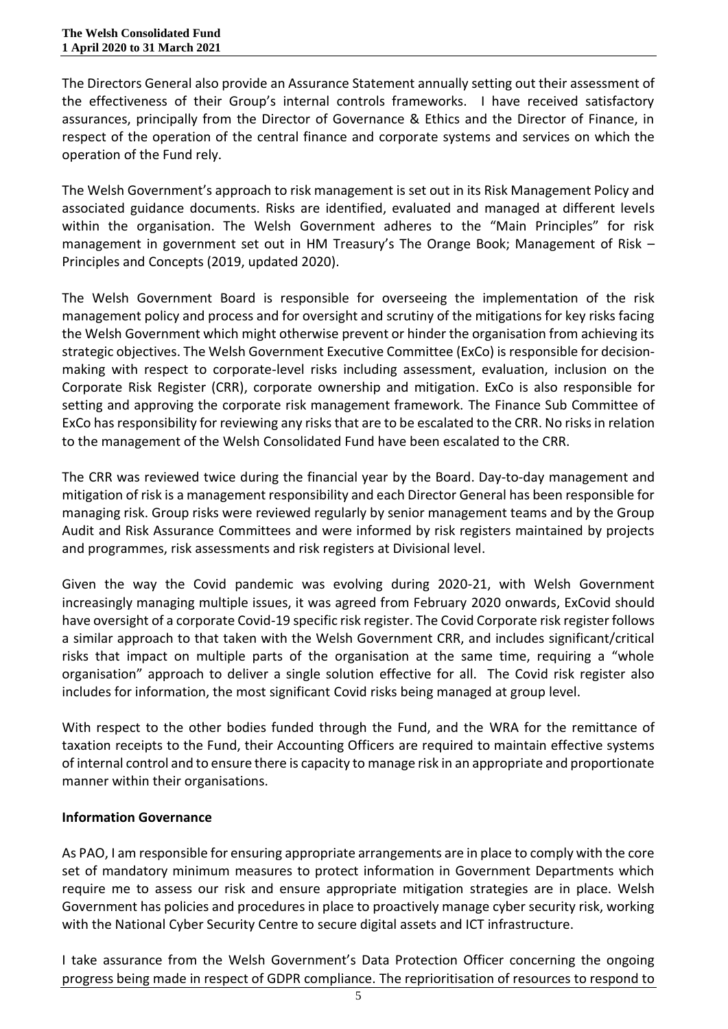The Directors General also provide an Assurance Statement annually setting out their assessment of the effectiveness of their Group's internal controls frameworks. I have received satisfactory assurances, principally from the Director of Governance & Ethics and the Director of Finance, in respect of the operation of the central finance and corporate systems and services on which the operation of the Fund rely.

The Welsh Government's approach to risk management is set out in its Risk Management Policy and associated guidance documents. Risks are identified, evaluated and managed at different levels within the organisation. The Welsh Government adheres to the "Main Principles" for risk management in government set out in HM Treasury's The Orange Book; Management of Risk – Principles and Concepts (2019, updated 2020).

The Welsh Government Board is responsible for overseeing the implementation of the risk management policy and process and for oversight and scrutiny of the mitigations for key risks facing the Welsh Government which might otherwise prevent or hinder the organisation from achieving its strategic objectives. The Welsh Government Executive Committee (ExCo) is responsible for decision-making with respect to corporate-level risks including assessment, evaluation, inclusion on the Corporate Risk Register (CRR), corporate ownership and mitigation. ExCo is also responsible for setting and approving the corporate risk management framework. The Finance Sub Committee of ExCo has responsibility for reviewing any risks that are to be escalated to the CRR. No risks in relation to the management of the Welsh Consolidated Fund have been escalated to the CRR.

The CRR was reviewed twice during the financial year by the Board. Day-to-day management and mitigation of risk is a management responsibility and each Director General has been responsible for managing risk. Group risks were reviewed regularly by senior management teams and by the Group Audit and Risk Assurance Committees and were informed by risk registers maintained by projects and programmes, risk assessments and risk registers at Divisional level.

Given the way the Covid pandemic was evolving during 2020-21, with Welsh Government increasingly managing multiple issues, it was agreed from February 2020 onwards, ExCovid should have oversight of a corporate Covid-19 specific risk register. The Covid Corporate risk register follows a similar approach to that taken with the Welsh Government CRR, and includes significant/critical risks that impact on multiple parts of the organisation at the same time, requiring a "whole organisation" approach to deliver a single solution effective for all. The Covid risk register also includes for information, the most significant Covid risks being managed at group level.

With respect to the other bodies funded through the Fund, and the WRA for the remittance of taxation receipts to the Fund, their Accounting Officers are required to maintain effective systems of internal control and to ensure there is capacity to manage risk in an appropriate and proportionate manner within their organisations.

**Information Governance**

As PAO, I am responsible for ensuring appropriate arrangements are in place to comply with the core set of mandatory minimum measures to protect information in Government Departments which require me to assess our risk and ensure appropriate mitigation strategies are in place. Welsh Government has policies and procedures in place to proactively manage cyber security risk, working with the National Cyber Security Centre to secure digital assets and ICT infrastructure.

I take assurance from the Welsh Government's Data Protection Officer concerning the ongoing progress being made in respect of GDPR compliance. The reprioritisation of resources to respond to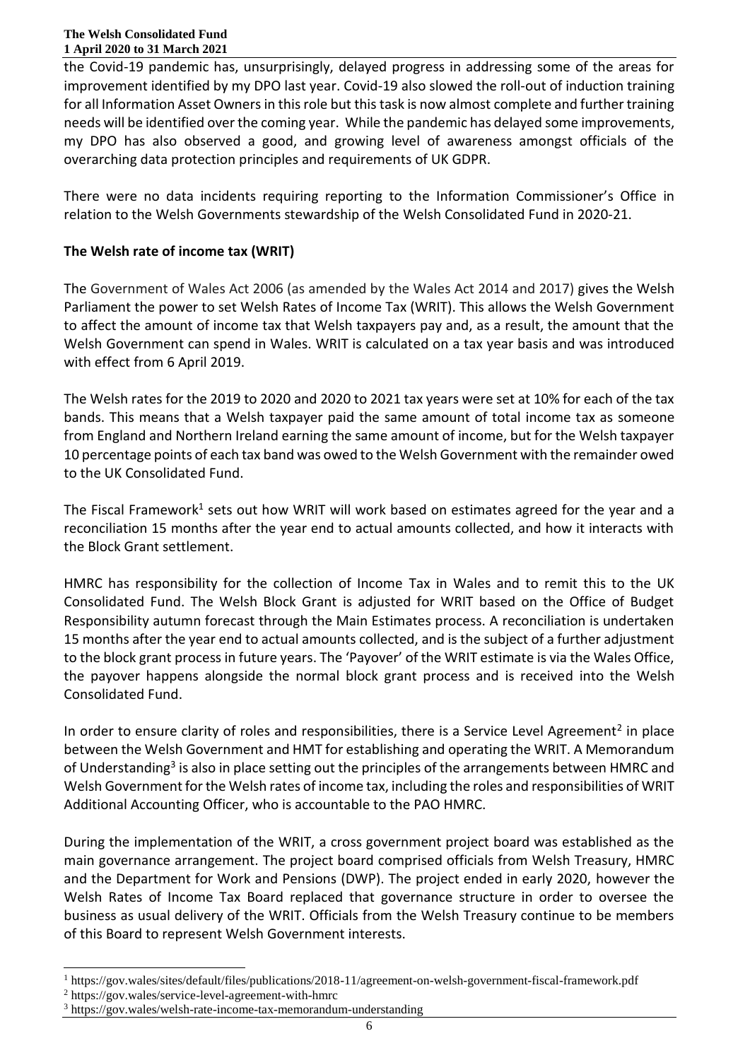the Covid-19 pandemic has, unsurprisingly, delayed progress in addressing some of the areas for improvement identified by my DPO last year. Covid-19 also slowed the roll-out of induction training for all Information Asset Owners in this role but this task is now almost complete and further training needs will be identified over the coming year. While the pandemic has delayed some improvements, my DPO has also observed a good, and growing level of awareness amongst officials of the overarching data protection principles and requirements of UK GDPR.

There were no data incidents requiring reporting to the Information Commissioner's Office in relation to the Welsh Governments stewardship of the Welsh Consolidated Fund in 2020-21.

**The Welsh rate of income tax (WRIT)**

The Government of Wales Act 2006 (as amended by the Wales Act 2014 and 2017) gives the Welsh Parliament the power to set Welsh Rates of Income Tax (WRIT). This allows the Welsh Government to affect the amount of income tax that Welsh taxpayers pay and, as a result, the amount that the Welsh Government can spend in Wales. WRIT is calculated on a tax year basis and was introduced with effect from 6 April 2019.

The Welsh rates for the 2019 to 2020 and 2020 to 2021 tax years were set at 10% for each of the tax bands. This means that a Welsh taxpayer paid the same amount of total income tax as someone from England and Northern Ireland earning the same amount of income, but for the Welsh taxpayer 10 percentage points of each tax band was owed to the Welsh Government with the remainder owed to the UK Consolidated Fund.

The Fiscal Framework[1] sets out how WRIT will work based on estimates agreed for the year and a reconciliation 15 months after the year end to actual amounts collected, and how it interacts with the Block Grant settlement.

HMRC has responsibility for the collection of Income Tax in Wales and to remit this to the UK Consolidated Fund. The Welsh Block Grant is adjusted for WRIT based on the Office of Budget Responsibility autumn forecast through the Main Estimates process. A reconciliation is undertaken 15 months after the year end to actual amounts collected, and is the subject of a further adjustment to the block grant process in future years. The 'Payover' of the WRIT estimate is via the Wales Office, the payover happens alongside the normal block grant process and is received into the Welsh Consolidated Fund.

In order to ensure clarity of roles and responsibilities, there is a Service Level Agreement[2] in place between the Welsh Government and HMT for establishing and operating the WRIT. A Memorandum of Understanding[3] is also in place setting out the principles of the arrangements between HMRC and Welsh Government for the Welsh rates of income tax, including the roles and responsibilities of WRIT Additional Accounting Officer, who is accountable to the PAO HMRC.

During the implementation of the WRIT, a cross government project board was established as the main governance arrangement. The project board comprised officials from Welsh Treasury, HMRC and the Department for Work and Pensions (DWP). The project ended in early 2020, however the Welsh Rates of Income Tax Board replaced that governance structure in order to oversee the business as usual delivery of the WRIT. Officials from the Welsh Treasury continue to be members of this Board to represent Welsh Government interests.

---

[1] https://gov.wales/sites/default/files/publications/2018-11/agreement-on-welsh-government-fiscal-framework.pdf

[2] https://gov.wales/service-level-agreement-with-hmrc

[3] https://gov.wales/welsh-rate-income-tax-memorandum-understanding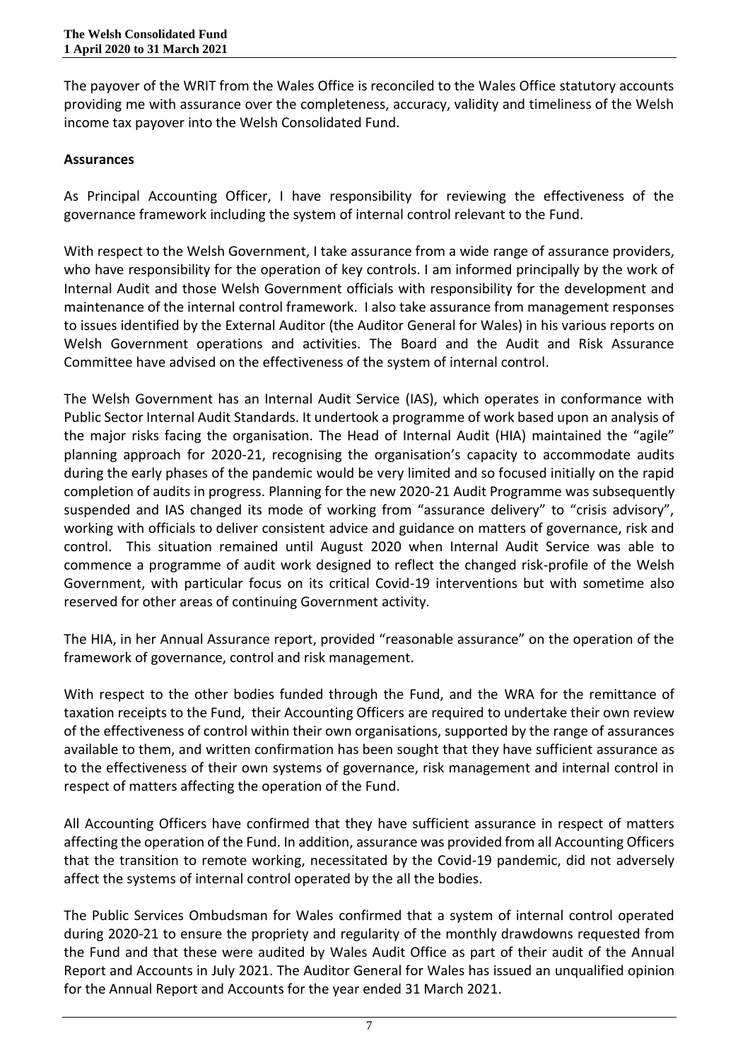The payover of the WRIT from the Wales Office is reconciled to the Wales Office statutory accounts providing me with assurance over the completeness, accuracy, validity and timeliness of the Welsh income tax payover into the Welsh Consolidated Fund.

**Assurances**

As Principal Accounting Officer, I have responsibility for reviewing the effectiveness of the governance framework including the system of internal control relevant to the Fund.

With respect to the Welsh Government, I take assurance from a wide range of assurance providers, who have responsibility for the operation of key controls. I am informed principally by the work of Internal Audit and those Welsh Government officials with responsibility for the development and maintenance of the internal control framework. I also take assurance from management responses to issues identified by the External Auditor (the Auditor General for Wales) in his various reports on Welsh Government operations and activities. The Board and the Audit and Risk Assurance Committee have advised on the effectiveness of the system of internal control.

The Welsh Government has an Internal Audit Service (IAS), which operates in conformance with Public Sector Internal Audit Standards. It undertook a programme of work based upon an analysis of the major risks facing the organisation. The Head of Internal Audit (HIA) maintained the "agile" planning approach for 2020-21, recognising the organisation's capacity to accommodate audits during the early phases of the pandemic would be very limited and so focused initially on the rapid completion of audits in progress. Planning for the new 2020-21 Audit Programme was subsequently suspended and IAS changed its mode of working from "assurance delivery" to "crisis advisory", working with officials to deliver consistent advice and guidance on matters of governance, risk and control. This situation remained until August 2020 when Internal Audit Service was able to commence a programme of audit work designed to reflect the changed risk-profile of the Welsh Government, with particular focus on its critical Covid-19 interventions but with sometime also reserved for other areas of continuing Government activity.

The HIA, in her Annual Assurance report, provided "reasonable assurance" on the operation of the framework of governance, control and risk management.

With respect to the other bodies funded through the Fund, and the WRA for the remittance of taxation receipts to the Fund, their Accounting Officers are required to undertake their own review of the effectiveness of control within their own organisations, supported by the range of assurances available to them, and written confirmation has been sought that they have sufficient assurance as to the effectiveness of their own systems of governance, risk management and internal control in respect of matters affecting the operation of the Fund.

All Accounting Officers have confirmed that they have sufficient assurance in respect of matters affecting the operation of the Fund. In addition, assurance was provided from all Accounting Officers that the transition to remote working, necessitated by the Covid-19 pandemic, did not adversely affect the systems of internal control operated by the all the bodies.

The Public Services Ombudsman for Wales confirmed that a system of internal control operated during 2020-21 to ensure the propriety and regularity of the monthly drawdowns requested from the Fund and that these were audited by Wales Audit Office as part of their audit of the Annual Report and Accounts in July 2021. The Auditor General for Wales has issued an unqualified opinion for the Annual Report and Accounts for the year ended 31 March 2021.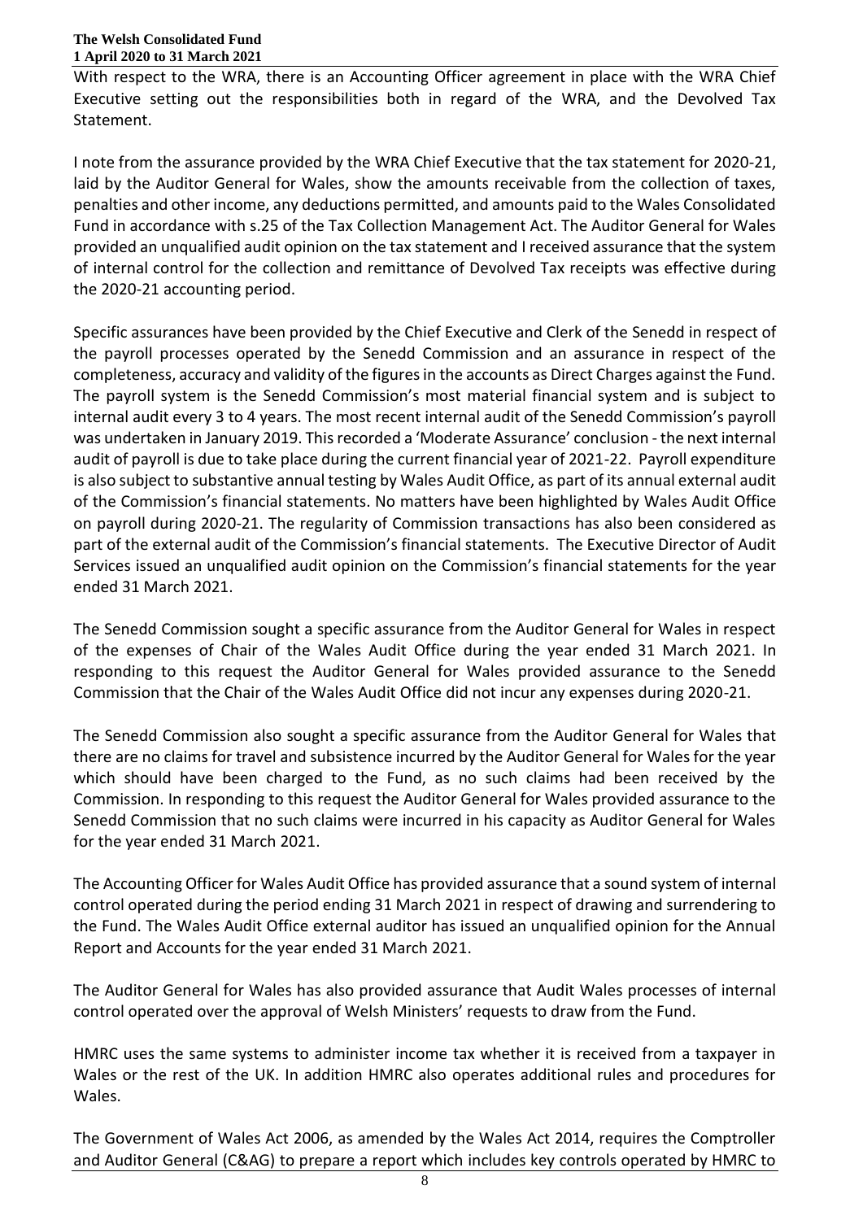With respect to the WRA, there is an Accounting Officer agreement in place with the WRA Chief Executive setting out the responsibilities both in regard of the WRA, and the Devolved Tax Statement.

I note from the assurance provided by the WRA Chief Executive that the tax statement for 2020-21, laid by the Auditor General for Wales, show the amounts receivable from the collection of taxes, penalties and other income, any deductions permitted, and amounts paid to the Wales Consolidated Fund in accordance with s.25 of the Tax Collection Management Act. The Auditor General for Wales provided an unqualified audit opinion on the tax statement and I received assurance that the system of internal control for the collection and remittance of Devolved Tax receipts was effective during the 2020-21 accounting period.

Specific assurances have been provided by the Chief Executive and Clerk of the Senedd in respect of the payroll processes operated by the Senedd Commission and an assurance in respect of the completeness, accuracy and validity of the figures in the accounts as Direct Charges against the Fund. The payroll system is the Senedd Commission's most material financial system and is subject to internal audit every 3 to 4 years. The most recent internal audit of the Senedd Commission's payroll was undertaken in January 2019. This recorded a 'Moderate Assurance' conclusion - the next internal audit of payroll is due to take place during the current financial year of 2021-22. Payroll expenditure is also subject to substantive annual testing by Wales Audit Office, as part of its annual external audit of the Commission's financial statements. No matters have been highlighted by Wales Audit Office on payroll during 2020-21. The regularity of Commission transactions has also been considered as part of the external audit of the Commission's financial statements. The Executive Director of Audit Services issued an unqualified audit opinion on the Commission's financial statements for the year ended 31 March 2021.

The Senedd Commission sought a specific assurance from the Auditor General for Wales in respect of the expenses of Chair of the Wales Audit Office during the year ended 31 March 2021. In responding to this request the Auditor General for Wales provided assurance to the Senedd Commission that the Chair of the Wales Audit Office did not incur any expenses during 2020-21.

The Senedd Commission also sought a specific assurance from the Auditor General for Wales that there are no claims for travel and subsistence incurred by the Auditor General for Wales for the year which should have been charged to the Fund, as no such claims had been received by the Commission. In responding to this request the Auditor General for Wales provided assurance to the Senedd Commission that no such claims were incurred in his capacity as Auditor General for Wales for the year ended 31 March 2021.

The Accounting Officer for Wales Audit Office has provided assurance that a sound system of internal control operated during the period ending 31 March 2021 in respect of drawing and surrendering to the Fund. The Wales Audit Office external auditor has issued an unqualified opinion for the Annual Report and Accounts for the year ended 31 March 2021.

The Auditor General for Wales has also provided assurance that Audit Wales processes of internal control operated over the approval of Welsh Ministers' requests to draw from the Fund.

HMRC uses the same systems to administer income tax whether it is received from a taxpayer in Wales or the rest of the UK. In addition HMRC also operates additional rules and procedures for Wales.

The Government of Wales Act 2006, as amended by the Wales Act 2014, requires the Comptroller and Auditor General (C&AG) to prepare a report which includes key controls operated by HMRC to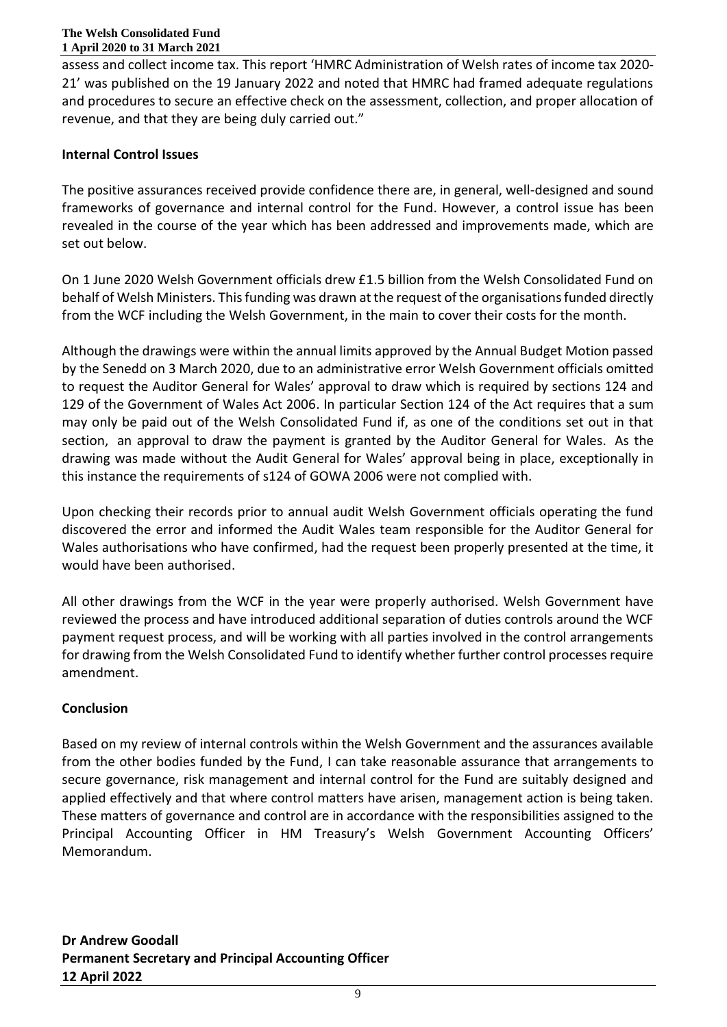assess and collect income tax. This report 'HMRC Administration of Welsh rates of income tax 2020-21' was published on the 19 January 2022 and noted that HMRC had framed adequate regulations and procedures to secure an effective check on the assessment, collection, and proper allocation of revenue, and that they are being duly carried out."

**Internal Control Issues**

The positive assurances received provide confidence there are, in general, well-designed and sound frameworks of governance and internal control for the Fund. However, a control issue has been revealed in the course of the year which has been addressed and improvements made, which are set out below.

On 1 June 2020 Welsh Government officials drew £1.5 billion from the Welsh Consolidated Fund on behalf of Welsh Ministers. This funding was drawn at the request of the organisations funded directly from the WCF including the Welsh Government, in the main to cover their costs for the month.

Although the drawings were within the annual limits approved by the Annual Budget Motion passed by the Senedd on 3 March 2020, due to an administrative error Welsh Government officials omitted to request the Auditor General for Wales' approval to draw which is required by sections 124 and 129 of the Government of Wales Act 2006. In particular Section 124 of the Act requires that a sum may only be paid out of the Welsh Consolidated Fund if, as one of the conditions set out in that section, an approval to draw the payment is granted by the Auditor General for Wales. As the drawing was made without the Audit General for Wales' approval being in place, exceptionally in this instance the requirements of s124 of GOWA 2006 were not complied with.

Upon checking their records prior to annual audit Welsh Government officials operating the fund discovered the error and informed the Audit Wales team responsible for the Auditor General for Wales authorisations who have confirmed, had the request been properly presented at the time, it would have been authorised.

All other drawings from the WCF in the year were properly authorised. Welsh Government have reviewed the process and have introduced additional separation of duties controls around the WCF payment request process, and will be working with all parties involved in the control arrangements for drawing from the Welsh Consolidated Fund to identify whether further control processes require amendment.

**Conclusion**

Based on my review of internal controls within the Welsh Government and the assurances available from the other bodies funded by the Fund, I can take reasonable assurance that arrangements to secure governance, risk management and internal control for the Fund are suitably designed and applied effectively and that where control matters have arisen, management action is being taken. These matters of governance and control are in accordance with the responsibilities assigned to the Principal Accounting Officer in HM Treasury's Welsh Government Accounting Officers' Memorandum.

**Dr Andrew Goodall**
**Permanent Secretary and Principal Accounting Officer**
**12 April 2022**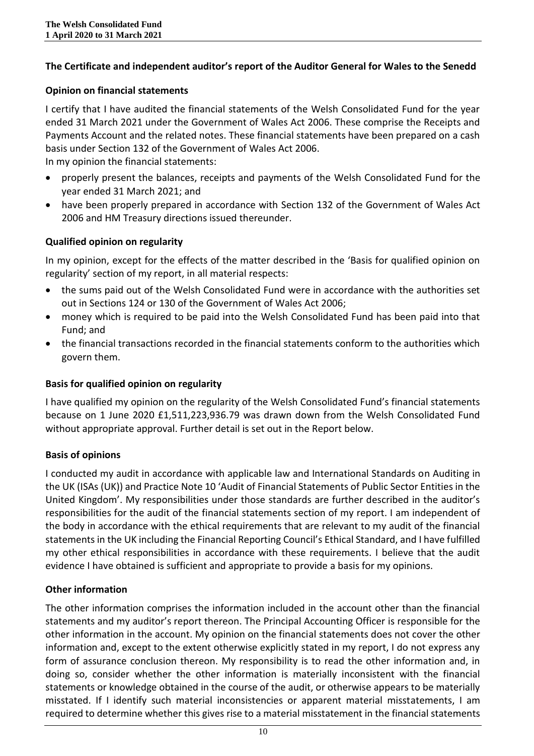## The Certificate and independent auditor's report of the Auditor General for Wales to the Senedd

### Opinion on financial statements

I certify that I have audited the financial statements of the Welsh Consolidated Fund for the year ended 31 March 2021 under the Government of Wales Act 2006. These comprise the Receipts and Payments Account and the related notes. These financial statements have been prepared on a cash basis under Section 132 of the Government of Wales Act 2006.

In my opinion the financial statements:

- properly present the balances, receipts and payments of the Welsh Consolidated Fund for the year ended 31 March 2021; and
- have been properly prepared in accordance with Section 132 of the Government of Wales Act 2006 and HM Treasury directions issued thereunder.

### Qualified opinion on regularity

In my opinion, except for the effects of the matter described in the 'Basis for qualified opinion on regularity' section of my report, in all material respects:

- the sums paid out of the Welsh Consolidated Fund were in accordance with the authorities set out in Sections 124 or 130 of the Government of Wales Act 2006;
- money which is required to be paid into the Welsh Consolidated Fund has been paid into that Fund; and
- the financial transactions recorded in the financial statements conform to the authorities which govern them.

### Basis for qualified opinion on regularity

I have qualified my opinion on the regularity of the Welsh Consolidated Fund's financial statements because on 1 June 2020 £1,511,223,936.79 was drawn down from the Welsh Consolidated Fund without appropriate approval. Further detail is set out in the Report below.

### Basis of opinions

I conducted my audit in accordance with applicable law and International Standards on Auditing in the UK (ISAs (UK)) and Practice Note 10 'Audit of Financial Statements of Public Sector Entities in the United Kingdom'. My responsibilities under those standards are further described in the auditor's responsibilities for the audit of the financial statements section of my report. I am independent of the body in accordance with the ethical requirements that are relevant to my audit of the financial statements in the UK including the Financial Reporting Council's Ethical Standard, and I have fulfilled my other ethical responsibilities in accordance with these requirements. I believe that the audit evidence I have obtained is sufficient and appropriate to provide a basis for my opinions.

### Other information

The other information comprises the information included in the account other than the financial statements and my auditor's report thereon. The Principal Accounting Officer is responsible for the other information in the account. My opinion on the financial statements does not cover the other information and, except to the extent otherwise explicitly stated in my report, I do not express any form of assurance conclusion thereon. My responsibility is to read the other information and, in doing so, consider whether the other information is materially inconsistent with the financial statements or knowledge obtained in the course of the audit, or otherwise appears to be materially misstated. If I identify such material inconsistencies or apparent material misstatements, I am required to determine whether this gives rise to a material misstatement in the financial statements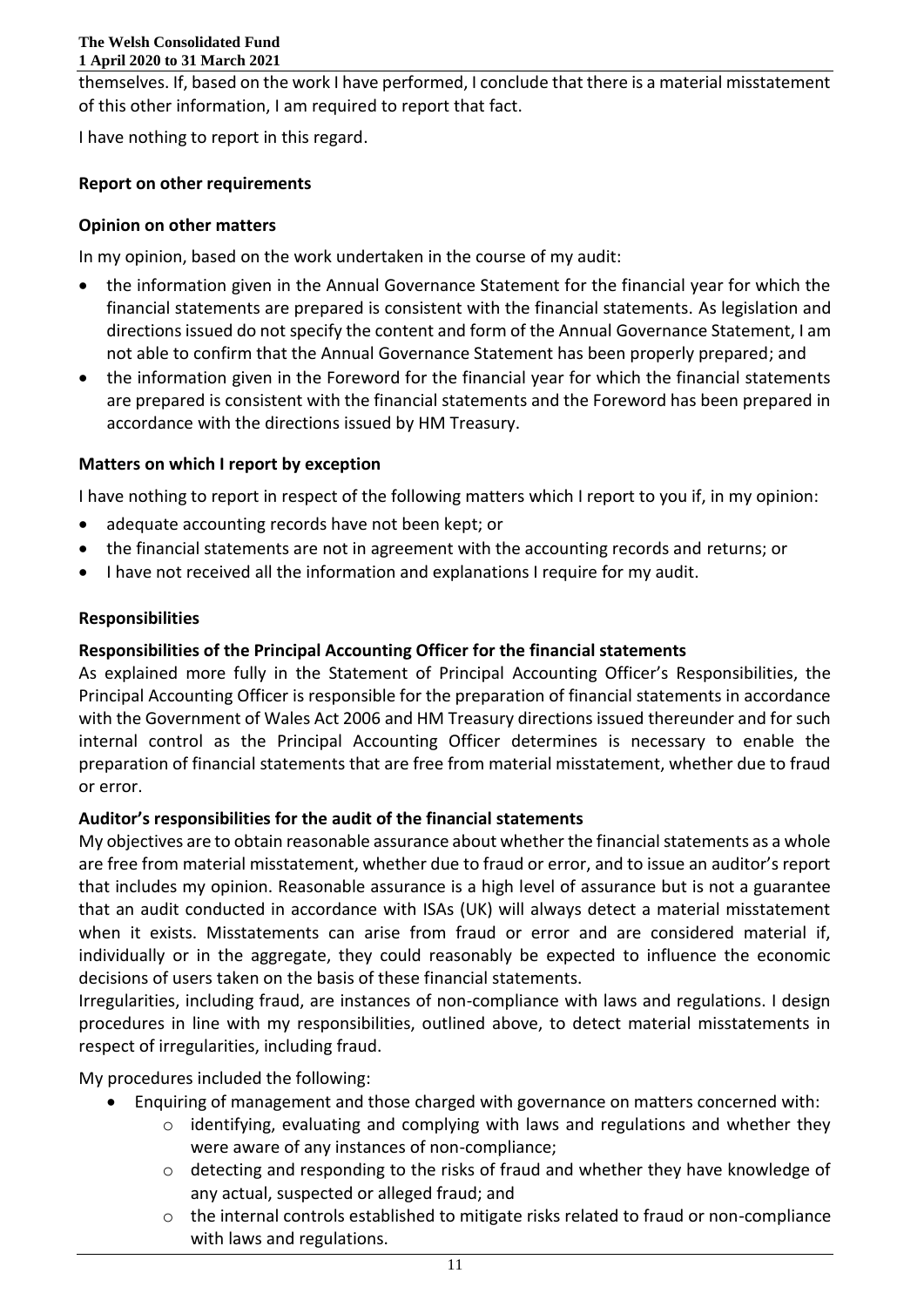themselves. If, based on the work I have performed, I conclude that there is a material misstatement of this other information, I am required to report that fact.

I have nothing to report in this regard.

## Report on other requirements

### Opinion on other matters

In my opinion, based on the work undertaken in the course of my audit:

- the information given in the Annual Governance Statement for the financial year for which the financial statements are prepared is consistent with the financial statements. As legislation and directions issued do not specify the content and form of the Annual Governance Statement, I am not able to confirm that the Annual Governance Statement has been properly prepared; and
- the information given in the Foreword for the financial year for which the financial statements are prepared is consistent with the financial statements and the Foreword has been prepared in accordance with the directions issued by HM Treasury.

### Matters on which I report by exception

I have nothing to report in respect of the following matters which I report to you if, in my opinion:

- adequate accounting records have not been kept; or
- the financial statements are not in agreement with the accounting records and returns; or
- I have not received all the information and explanations I require for my audit.

## Responsibilities

### Responsibilities of the Principal Accounting Officer for the financial statements

As explained more fully in the Statement of Principal Accounting Officer's Responsibilities, the Principal Accounting Officer is responsible for the preparation of financial statements in accordance with the Government of Wales Act 2006 and HM Treasury directions issued thereunder and for such internal control as the Principal Accounting Officer determines is necessary to enable the preparation of financial statements that are free from material misstatement, whether due to fraud or error.

### Auditor's responsibilities for the audit of the financial statements

My objectives are to obtain reasonable assurance about whether the financial statements as a whole are free from material misstatement, whether due to fraud or error, and to issue an auditor's report that includes my opinion. Reasonable assurance is a high level of assurance but is not a guarantee that an audit conducted in accordance with ISAs (UK) will always detect a material misstatement when it exists. Misstatements can arise from fraud or error and are considered material if, individually or in the aggregate, they could reasonably be expected to influence the economic decisions of users taken on the basis of these financial statements.

Irregularities, including fraud, are instances of non-compliance with laws and regulations. I design procedures in line with my responsibilities, outlined above, to detect material misstatements in respect of irregularities, including fraud.

My procedures included the following:

- Enquiring of management and those charged with governance on matters concerned with:
  - identifying, evaluating and complying with laws and regulations and whether they were aware of any instances of non-compliance;
  - detecting and responding to the risks of fraud and whether they have knowledge of any actual, suspected or alleged fraud; and
  - the internal controls established to mitigate risks related to fraud or non-compliance with laws and regulations.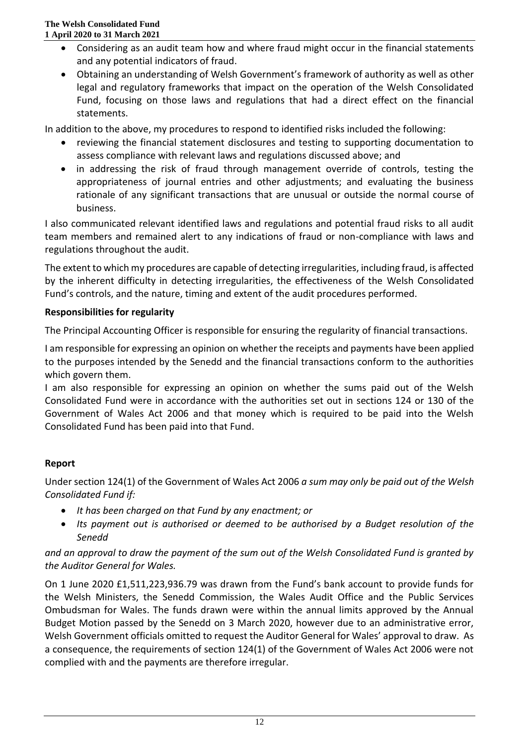- Considering as an audit team how and where fraud might occur in the financial statements and any potential indicators of fraud.
- Obtaining an understanding of Welsh Government's framework of authority as well as other legal and regulatory frameworks that impact on the operation of the Welsh Consolidated Fund, focusing on those laws and regulations that had a direct effect on the financial statements.

In addition to the above, my procedures to respond to identified risks included the following:

- reviewing the financial statement disclosures and testing to supporting documentation to assess compliance with relevant laws and regulations discussed above; and
- in addressing the risk of fraud through management override of controls, testing the appropriateness of journal entries and other adjustments; and evaluating the business rationale of any significant transactions that are unusual or outside the normal course of business.

I also communicated relevant identified laws and regulations and potential fraud risks to all audit team members and remained alert to any indications of fraud or non-compliance with laws and regulations throughout the audit.

The extent to which my procedures are capable of detecting irregularities, including fraud, is affected by the inherent difficulty in detecting irregularities, the effectiveness of the Welsh Consolidated Fund's controls, and the nature, timing and extent of the audit procedures performed.

**Responsibilities for regularity**

The Principal Accounting Officer is responsible for ensuring the regularity of financial transactions.

I am responsible for expressing an opinion on whether the receipts and payments have been applied to the purposes intended by the Senedd and the financial transactions conform to the authorities which govern them.

I am also responsible for expressing an opinion on whether the sums paid out of the Welsh Consolidated Fund were in accordance with the authorities set out in sections 124 or 130 of the Government of Wales Act 2006 and that money which is required to be paid into the Welsh Consolidated Fund has been paid into that Fund.

**Report**

Under section 124(1) of the Government of Wales Act 2006 *a sum may only be paid out of the Welsh Consolidated Fund if:*

- *It has been charged on that Fund by any enactment; or*
- *Its payment out is authorised or deemed to be authorised by a Budget resolution of the Senedd*

*and an approval to draw the payment of the sum out of the Welsh Consolidated Fund is granted by the Auditor General for Wales.*

On 1 June 2020 £1,511,223,936.79 was drawn from the Fund's bank account to provide funds for the Welsh Ministers, the Senedd Commission, the Wales Audit Office and the Public Services Ombudsman for Wales. The funds drawn were within the annual limits approved by the Annual Budget Motion passed by the Senedd on 3 March 2020, however due to an administrative error, Welsh Government officials omitted to request the Auditor General for Wales' approval to draw. As a consequence, the requirements of section 124(1) of the Government of Wales Act 2006 were not complied with and the payments are therefore irregular.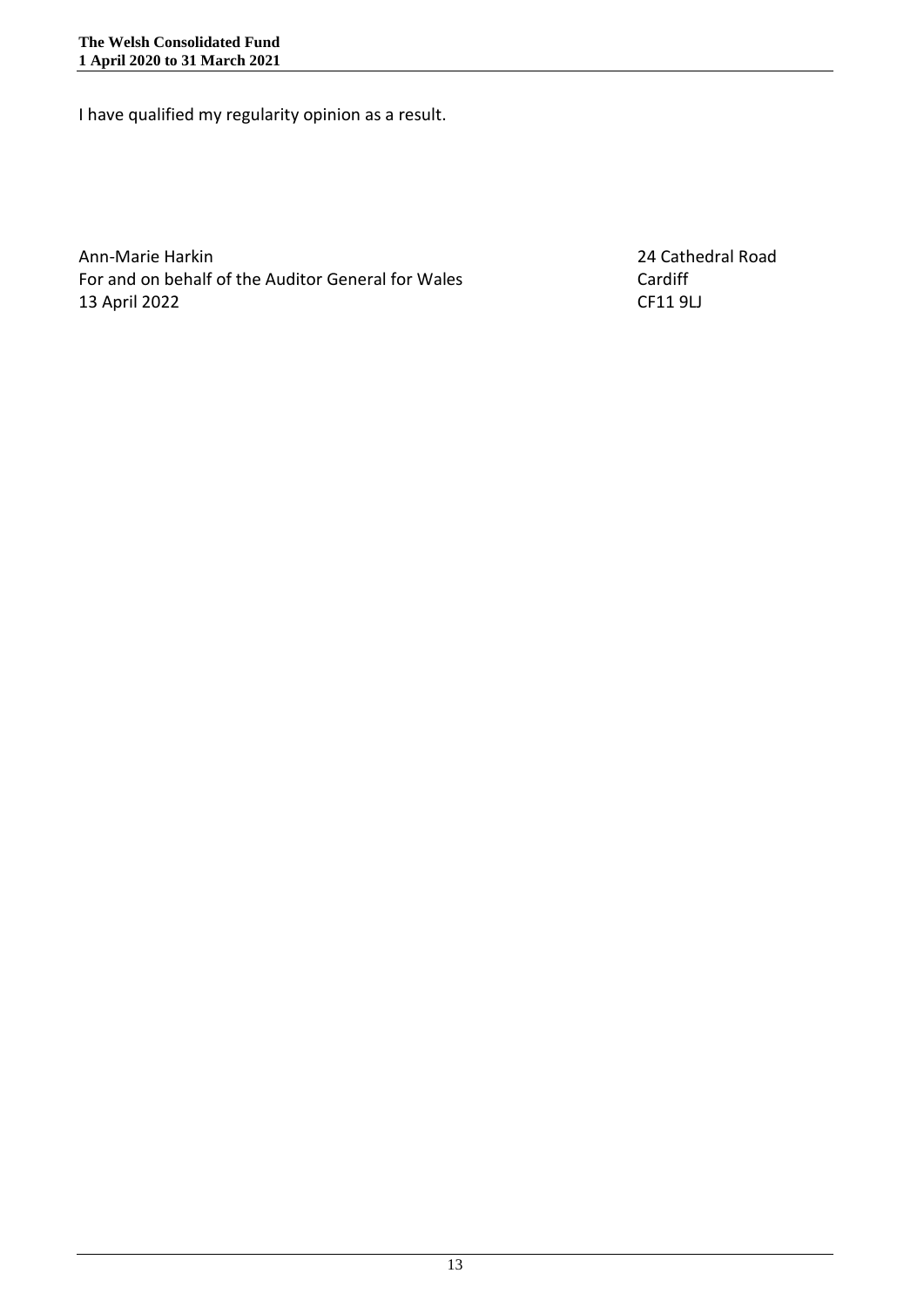I have qualified my regularity opinion as a result.

Ann-Marie Harkin  
For and on behalf of the Auditor General for Wales  
13 April 2022

24 Cathedral Road  
Cardiff  
CF11 9LJ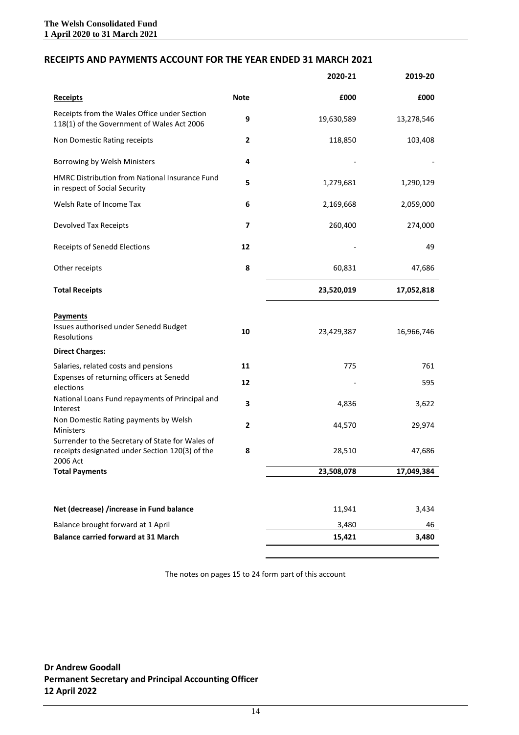## RECEIPTS AND PAYMENTS ACCOUNT FOR THE YEAR ENDED 31 MARCH 2021

| | Note | 2020-21 | 2019-20 |
|---|---|---|---|
| **Receipts** | **Note** | **£000** | **£000** |
| Receipts from the Wales Office under Section 118(1) of the Government of Wales Act 2006 | 9 | 19,630,589 | 13,278,546 |
| Non Domestic Rating receipts | 2 | 118,850 | 103,408 |
| Borrowing by Welsh Ministers | 4 | - | - |
| HMRC Distribution from National Insurance Fund in respect of Social Security | 5 | 1,279,681 | 1,290,129 |
| Welsh Rate of Income Tax | 6 | 2,169,668 | 2,059,000 |
| Devolved Tax Receipts | 7 | 260,400 | 274,000 |
| Receipts of Senedd Elections | 12 | - | 49 |
| Other receipts | 8 | 60,831 | 47,686 |
| **Total Receipts** | | **23,520,019** | **17,052,818** |
| **Payments** | | | |
| Issues authorised under Senedd Budget Resolutions | 10 | 23,429,387 | 16,966,746 |
| **Direct Charges:** | | | |
| Salaries, related costs and pensions | 11 | 775 | 761 |
| Expenses of returning officers at Senedd elections | 12 | - | 595 |
| National Loans Fund repayments of Principal and Interest | 3 | 4,836 | 3,622 |
| Non Domestic Rating payments by Welsh Ministers | 2 | 44,570 | 29,974 |
| Surrender to the Secretary of State for Wales of receipts designated under Section 120(3) of the 2006 Act | 8 | 28,510 | 47,686 |
| **Total Payments** | | **23,508,078** | **17,049,384** |
| **Net (decrease) /increase in Fund balance** | | 11,941 | 3,434 |
| Balance brought forward at 1 April | | 3,480 | 46 |
| **Balance carried forward at 31 March** | | **15,421** | **3,480** |

The notes on pages 15 to 24 form part of this account

**Dr Andrew Goodall**
**Permanent Secretary and Principal Accounting Officer**
**12 April 2022**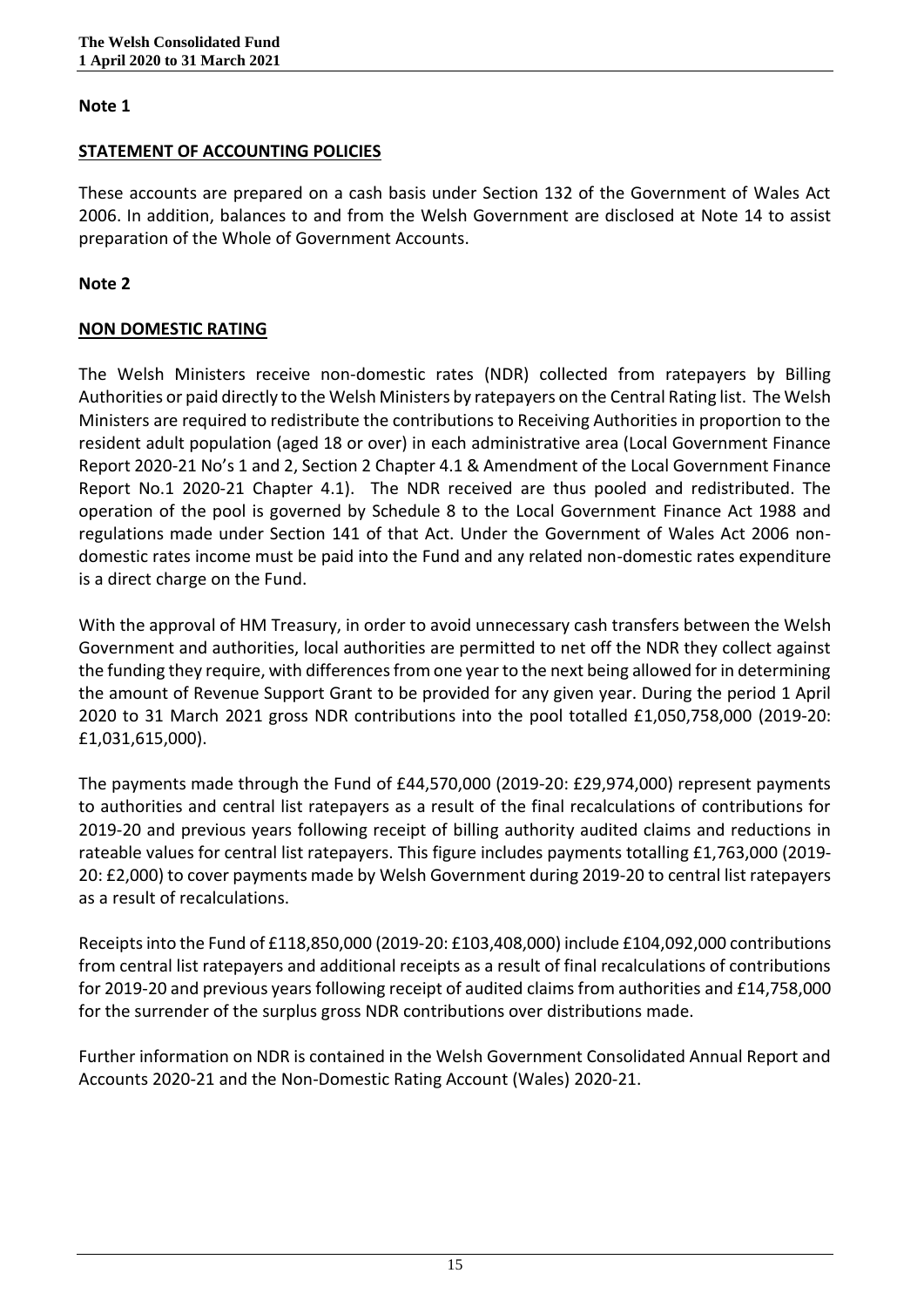**Note 1**

**STATEMENT OF ACCOUNTING POLICIES**

These accounts are prepared on a cash basis under Section 132 of the Government of Wales Act 2006. In addition, balances to and from the Welsh Government are disclosed at Note 14 to assist preparation of the Whole of Government Accounts.

**Note 2**

**NON DOMESTIC RATING**

The Welsh Ministers receive non-domestic rates (NDR) collected from ratepayers by Billing Authorities or paid directly to the Welsh Ministers by ratepayers on the Central Rating list. The Welsh Ministers are required to redistribute the contributions to Receiving Authorities in proportion to the resident adult population (aged 18 or over) in each administrative area (Local Government Finance Report 2020-21 No's 1 and 2, Section 2 Chapter 4.1 & Amendment of the Local Government Finance Report No.1 2020-21 Chapter 4.1). The NDR received are thus pooled and redistributed. The operation of the pool is governed by Schedule 8 to the Local Government Finance Act 1988 and regulations made under Section 141 of that Act. Under the Government of Wales Act 2006 non-domestic rates income must be paid into the Fund and any related non-domestic rates expenditure is a direct charge on the Fund.

With the approval of HM Treasury, in order to avoid unnecessary cash transfers between the Welsh Government and authorities, local authorities are permitted to net off the NDR they collect against the funding they require, with differences from one year to the next being allowed for in determining the amount of Revenue Support Grant to be provided for any given year. During the period 1 April 2020 to 31 March 2021 gross NDR contributions into the pool totalled £1,050,758,000 (2019-20: £1,031,615,000).

The payments made through the Fund of £44,570,000 (2019-20: £29,974,000) represent payments to authorities and central list ratepayers as a result of the final recalculations of contributions for 2019-20 and previous years following receipt of billing authority audited claims and reductions in rateable values for central list ratepayers. This figure includes payments totalling £1,763,000 (2019-20: £2,000) to cover payments made by Welsh Government during 2019-20 to central list ratepayers as a result of recalculations.

Receipts into the Fund of £118,850,000 (2019-20: £103,408,000) include £104,092,000 contributions from central list ratepayers and additional receipts as a result of final recalculations of contributions for 2019-20 and previous years following receipt of audited claims from authorities and £14,758,000 for the surrender of the surplus gross NDR contributions over distributions made.

Further information on NDR is contained in the Welsh Government Consolidated Annual Report and Accounts 2020-21 and the Non-Domestic Rating Account (Wales) 2020-21.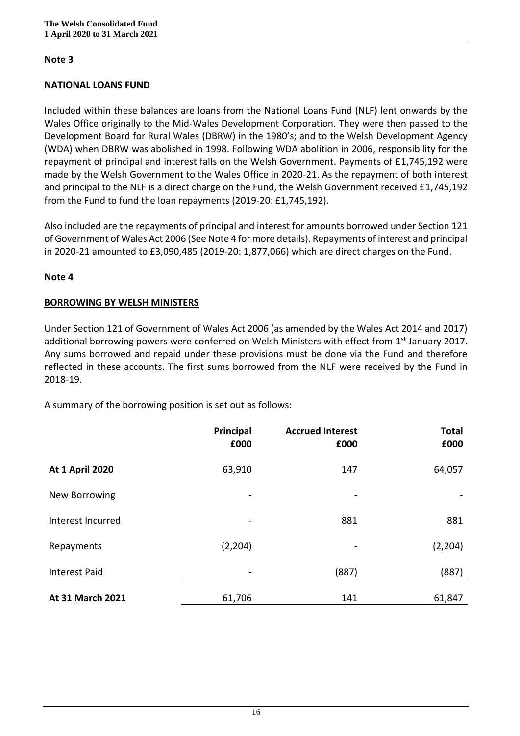## Note 3

**NATIONAL LOANS FUND**

Included within these balances are loans from the National Loans Fund (NLF) lent onwards by the Wales Office originally to the Mid-Wales Development Corporation. They were then passed to the Development Board for Rural Wales (DBRW) in the 1980's; and to the Welsh Development Agency (WDA) when DBRW was abolished in 1998. Following WDA abolition in 2006, responsibility for the repayment of principal and interest falls on the Welsh Government. Payments of £1,745,192 were made by the Welsh Government to the Wales Office in 2020-21. As the repayment of both interest and principal to the NLF is a direct charge on the Fund, the Welsh Government received £1,745,192 from the Fund to fund the loan repayments (2019-20: £1,745,192).

Also included are the repayments of principal and interest for amounts borrowed under Section 121 of Government of Wales Act 2006 (See Note 4 for more details). Repayments of interest and principal in 2020-21 amounted to £3,090,485 (2019-20: 1,877,066) which are direct charges on the Fund.

## Note 4

**BORROWING BY WELSH MINISTERS**

Under Section 121 of Government of Wales Act 2006 (as amended by the Wales Act 2014 and 2017) additional borrowing powers were conferred on Welsh Ministers with effect from 1st January 2017. Any sums borrowed and repaid under these provisions must be done via the Fund and therefore reflected in these accounts. The first sums borrowed from the NLF were received by the Fund in 2018-19.

A summary of the borrowing position is set out as follows:

| | Principal £000 | Accrued Interest £000 | Total £000 |
|---|---|---|---|
| **At 1 April 2020** | 63,910 | 147 | 64,057 |
| New Borrowing | - | - | - |
| Interest Incurred | - | 881 | 881 |
| Repayments | (2,204) | - | (2,204) |
| Interest Paid | - | (887) | (887) |
| **At 31 March 2021** | 61,706 | 141 | 61,847 |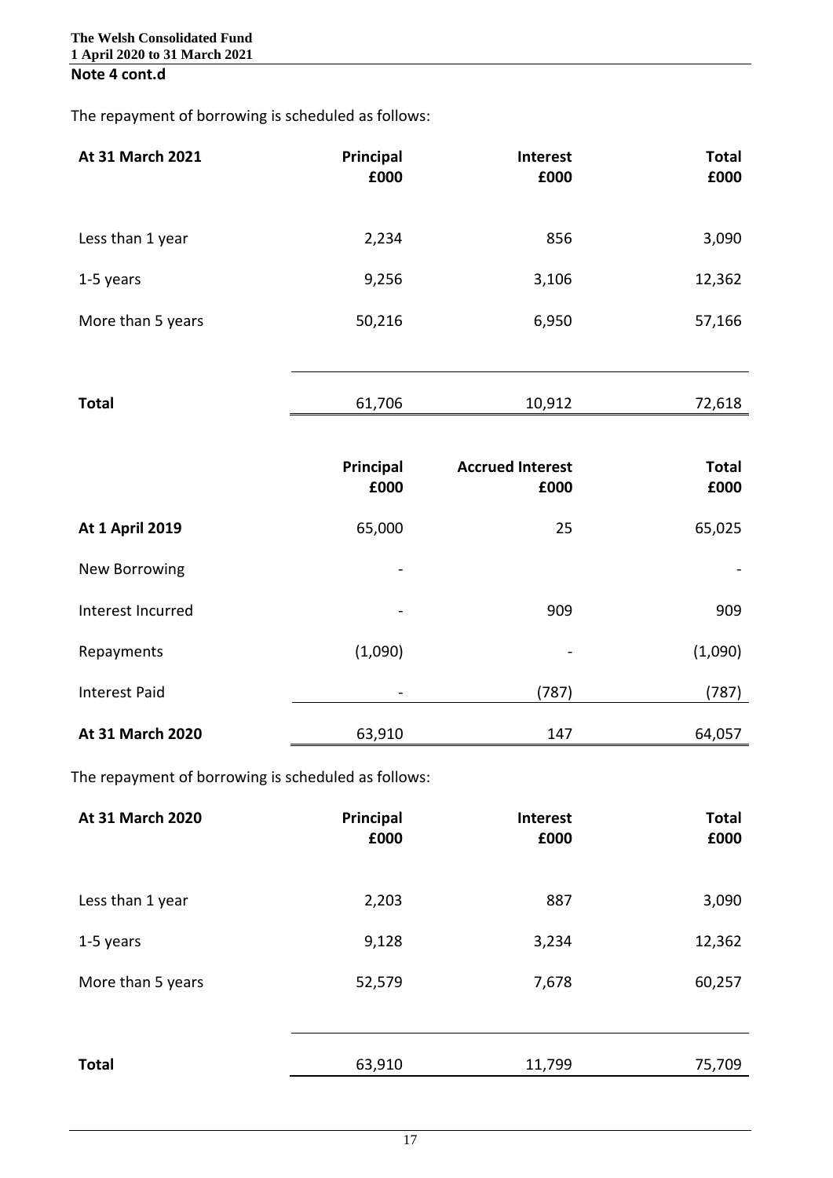**Note 4 cont.d**

The repayment of borrowing is scheduled as follows:

| At 31 March 2021 | Principal £000 | Interest £000 | Total £000 |
|---|---|---|---|
| Less than 1 year | 2,234 | 856 | 3,090 |
| 1-5 years | 9,256 | 3,106 | 12,362 |
| More than 5 years | 50,216 | 6,950 | 57,166 |
| **Total** | 61,706 | 10,912 | 72,618 |

| | Principal £000 | Accrued Interest £000 | Total £000 |
|---|---|---|---|
| **At 1 April 2019** | 65,000 | 25 | 65,025 |
| New Borrowing | - | | - |
| Interest Incurred | - | 909 | 909 |
| Repayments | (1,090) | - | (1,090) |
| Interest Paid | - | (787) | (787) |
| **At 31 March 2020** | 63,910 | 147 | 64,057 |

The repayment of borrowing is scheduled as follows:

| At 31 March 2020 | Principal £000 | Interest £000 | Total £000 |
|---|---|---|---|
| Less than 1 year | 2,203 | 887 | 3,090 |
| 1-5 years | 9,128 | 3,234 | 12,362 |
| More than 5 years | 52,579 | 7,678 | 60,257 |
| **Total** | 63,910 | 11,799 | 75,709 |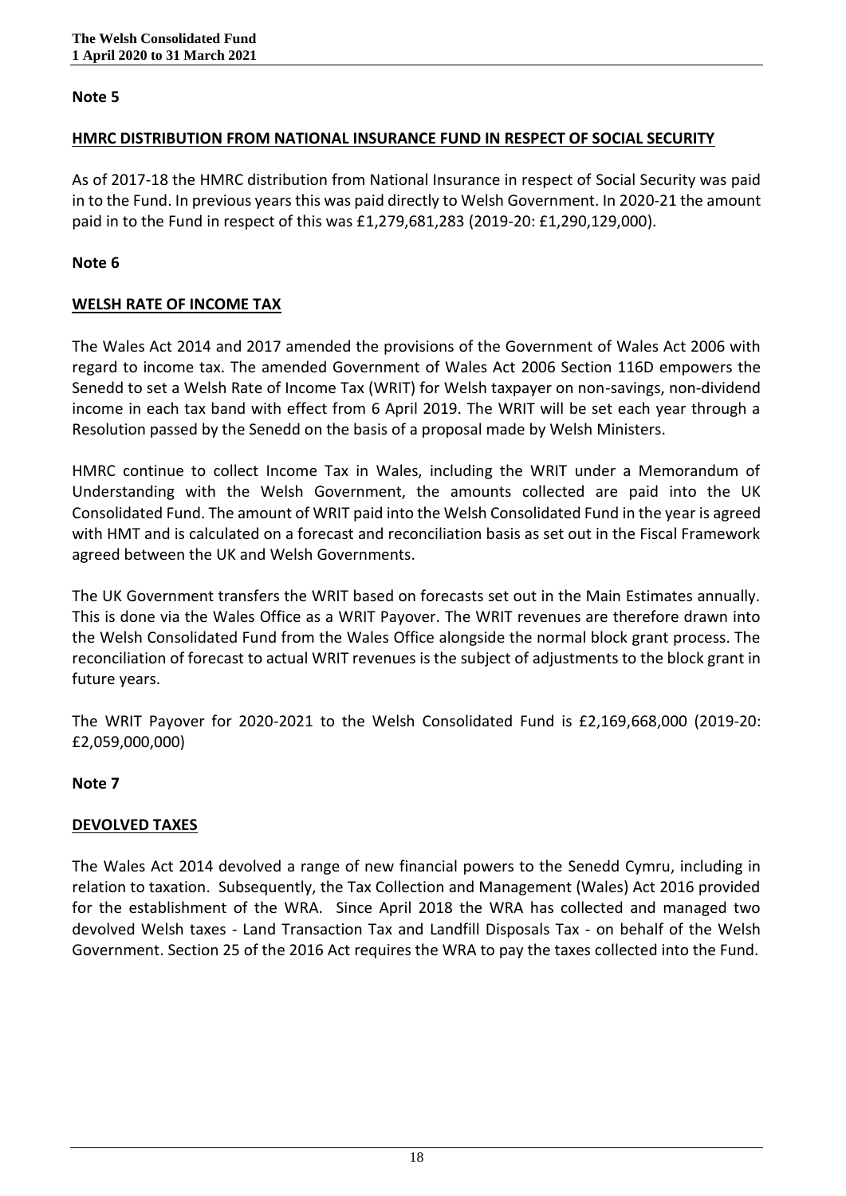**Note 5**

**HMRC DISTRIBUTION FROM NATIONAL INSURANCE FUND IN RESPECT OF SOCIAL SECURITY**

As of 2017-18 the HMRC distribution from National Insurance in respect of Social Security was paid in to the Fund. In previous years this was paid directly to Welsh Government. In 2020-21 the amount paid in to the Fund in respect of this was £1,279,681,283 (2019-20: £1,290,129,000).

**Note 6**

**WELSH RATE OF INCOME TAX**

The Wales Act 2014 and 2017 amended the provisions of the Government of Wales Act 2006 with regard to income tax. The amended Government of Wales Act 2006 Section 116D empowers the Senedd to set a Welsh Rate of Income Tax (WRIT) for Welsh taxpayer on non-savings, non-dividend income in each tax band with effect from 6 April 2019. The WRIT will be set each year through a Resolution passed by the Senedd on the basis of a proposal made by Welsh Ministers.

HMRC continue to collect Income Tax in Wales, including the WRIT under a Memorandum of Understanding with the Welsh Government, the amounts collected are paid into the UK Consolidated Fund. The amount of WRIT paid into the Welsh Consolidated Fund in the year is agreed with HMT and is calculated on a forecast and reconciliation basis as set out in the Fiscal Framework agreed between the UK and Welsh Governments.

The UK Government transfers the WRIT based on forecasts set out in the Main Estimates annually. This is done via the Wales Office as a WRIT Payover. The WRIT revenues are therefore drawn into the Welsh Consolidated Fund from the Wales Office alongside the normal block grant process. The reconciliation of forecast to actual WRIT revenues is the subject of adjustments to the block grant in future years.

The WRIT Payover for 2020-2021 to the Welsh Consolidated Fund is £2,169,668,000 (2019-20: £2,059,000,000)

**Note 7**

**DEVOLVED TAXES**

The Wales Act 2014 devolved a range of new financial powers to the Senedd Cymru, including in relation to taxation. Subsequently, the Tax Collection and Management (Wales) Act 2016 provided for the establishment of the WRA. Since April 2018 the WRA has collected and managed two devolved Welsh taxes - Land Transaction Tax and Landfill Disposals Tax - on behalf of the Welsh Government. Section 25 of the 2016 Act requires the WRA to pay the taxes collected into the Fund.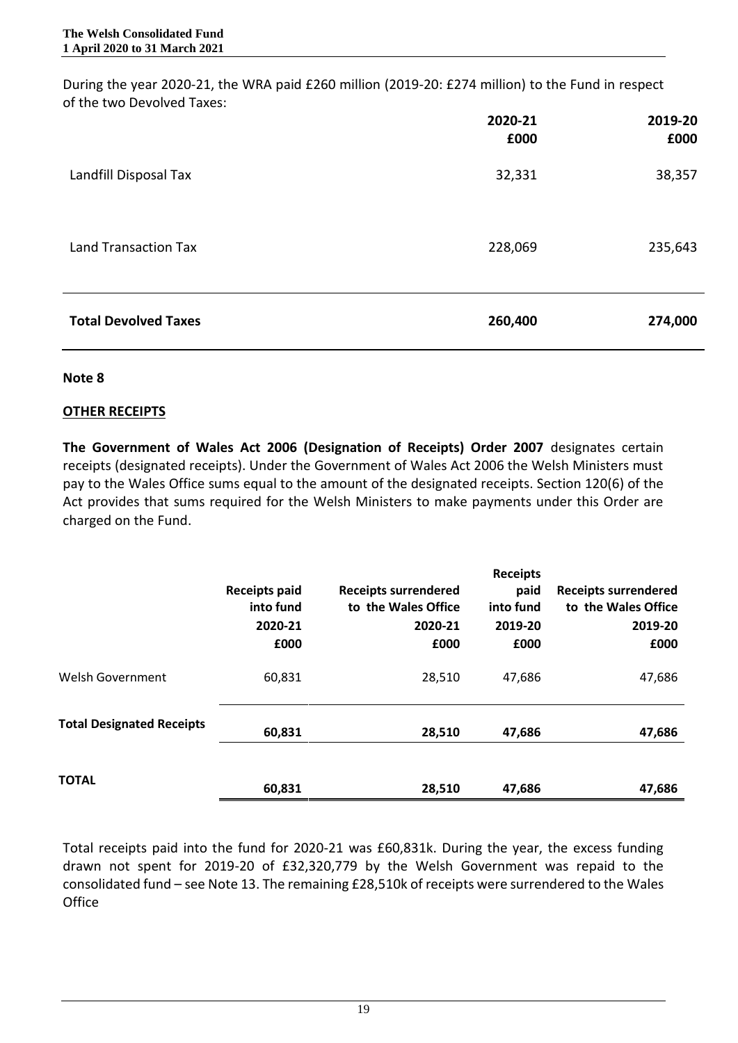During the year 2020-21, the WRA paid £260 million (2019-20: £274 million) to the Fund in respect of the two Devolved Taxes:

| | 2020-21 £000 | 2019-20 £000 |
|---|---|---|
| Landfill Disposal Tax | 32,331 | 38,357 |
| Land Transaction Tax | 228,069 | 235,643 |
| **Total Devolved Taxes** | **260,400** | **274,000** |

**Note 8**

**OTHER RECEIPTS**

**The Government of Wales Act 2006 (Designation of Receipts) Order 2007** designates certain receipts (designated receipts). Under the Government of Wales Act 2006 the Welsh Ministers must pay to the Wales Office sums equal to the amount of the designated receipts. Section 120(6) of the Act provides that sums required for the Welsh Ministers to make payments under this Order are charged on the Fund.

| | Receipts paid into fund 2020-21 £000 | Receipts surrendered to the Wales Office 2020-21 £000 | Receipts paid into fund 2019-20 £000 | Receipts surrendered to the Wales Office 2019-20 £000 |
|---|---|---|---|---|
| Welsh Government | 60,831 | 28,510 | 47,686 | 47,686 |
| **Total Designated Receipts** | **60,831** | **28,510** | **47,686** | **47,686** |
| **TOTAL** | **60,831** | **28,510** | **47,686** | **47,686** |

Total receipts paid into the fund for 2020-21 was £60,831k. During the year, the excess funding drawn not spent for 2019-20 of £32,320,779 by the Welsh Government was repaid to the consolidated fund – see Note 13. The remaining £28,510k of receipts were surrendered to the Wales Office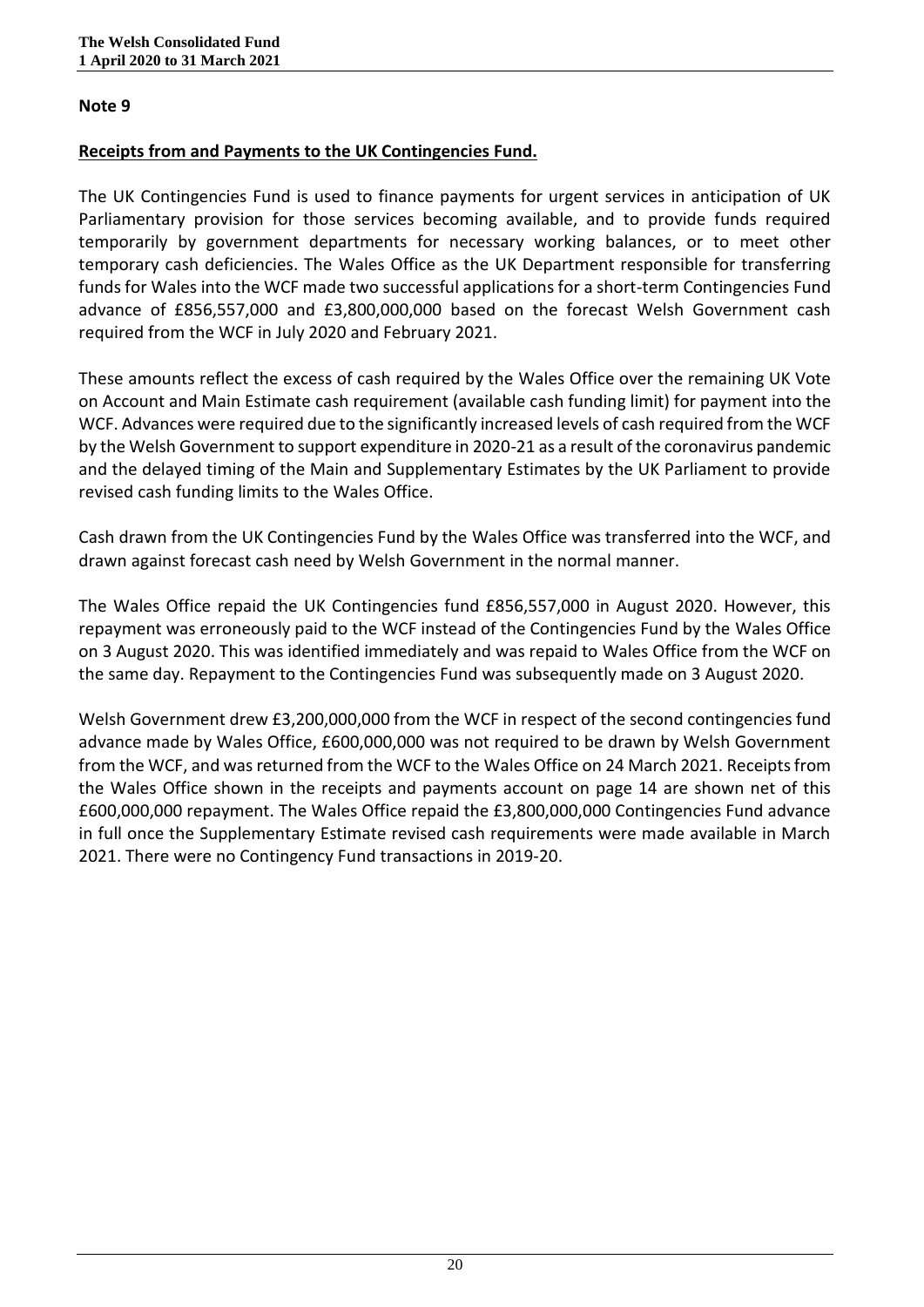## Note 9

**Receipts from and Payments to the UK Contingencies Fund.**

The UK Contingencies Fund is used to finance payments for urgent services in anticipation of UK Parliamentary provision for those services becoming available, and to provide funds required temporarily by government departments for necessary working balances, or to meet other temporary cash deficiencies. The Wales Office as the UK Department responsible for transferring funds for Wales into the WCF made two successful applications for a short-term Contingencies Fund advance of £856,557,000 and £3,800,000,000 based on the forecast Welsh Government cash required from the WCF in July 2020 and February 2021.

These amounts reflect the excess of cash required by the Wales Office over the remaining UK Vote on Account and Main Estimate cash requirement (available cash funding limit) for payment into the WCF. Advances were required due to the significantly increased levels of cash required from the WCF by the Welsh Government to support expenditure in 2020-21 as a result of the coronavirus pandemic and the delayed timing of the Main and Supplementary Estimates by the UK Parliament to provide revised cash funding limits to the Wales Office.

Cash drawn from the UK Contingencies Fund by the Wales Office was transferred into the WCF, and drawn against forecast cash need by Welsh Government in the normal manner.

The Wales Office repaid the UK Contingencies fund £856,557,000 in August 2020. However, this repayment was erroneously paid to the WCF instead of the Contingencies Fund by the Wales Office on 3 August 2020. This was identified immediately and was repaid to Wales Office from the WCF on the same day. Repayment to the Contingencies Fund was subsequently made on 3 August 2020.

Welsh Government drew £3,200,000,000 from the WCF in respect of the second contingencies fund advance made by Wales Office, £600,000,000 was not required to be drawn by Welsh Government from the WCF, and was returned from the WCF to the Wales Office on 24 March 2021. Receipts from the Wales Office shown in the receipts and payments account on page 14 are shown net of this £600,000,000 repayment. The Wales Office repaid the £3,800,000,000 Contingencies Fund advance in full once the Supplementary Estimate revised cash requirements were made available in March 2021. There were no Contingency Fund transactions in 2019-20.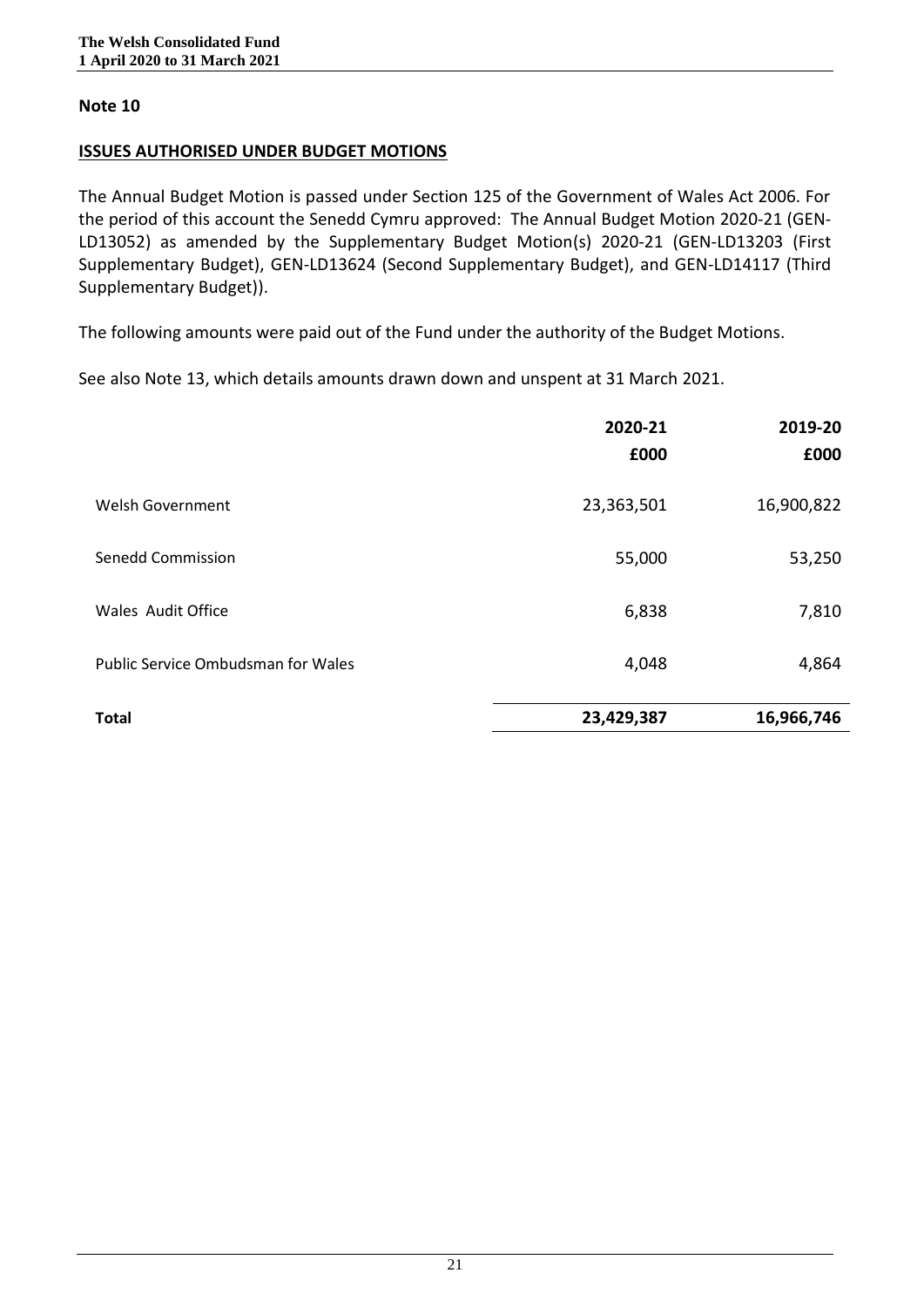## Note 10

**ISSUES AUTHORISED UNDER BUDGET MOTIONS**

The Annual Budget Motion is passed under Section 125 of the Government of Wales Act 2006. For the period of this account the Senedd Cymru approved: The Annual Budget Motion 2020-21 (GEN-LD13052) as amended by the Supplementary Budget Motion(s) 2020-21 (GEN-LD13203 (First Supplementary Budget), GEN-LD13624 (Second Supplementary Budget), and GEN-LD14117 (Third Supplementary Budget)).

The following amounts were paid out of the Fund under the authority of the Budget Motions.

See also Note 13, which details amounts drawn down and unspent at 31 March 2021.

| | 2020-21 | 2019-20 |
|---|---|---|
| | £000 | £000 |
| Welsh Government | 23,363,501 | 16,900,822 |
| Senedd Commission | 55,000 | 53,250 |
| Wales Audit Office | 6,838 | 7,810 |
| Public Service Ombudsman for Wales | 4,048 | 4,864 |
| **Total** | **23,429,387** | **16,966,746** |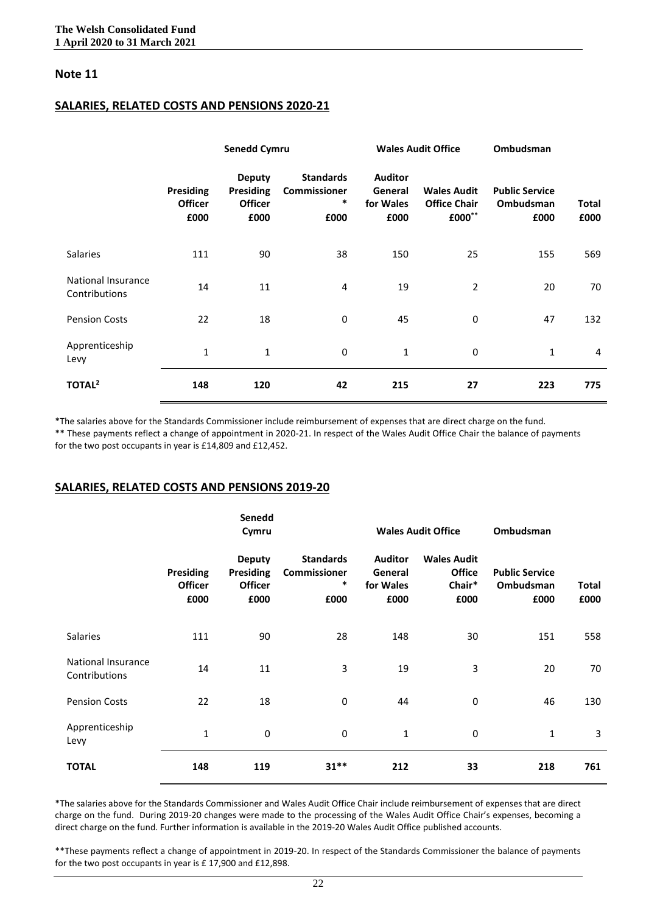## Note 11

### SALARIES, RELATED COSTS AND PENSIONS 2020-21

| | Senedd Cymru | | | Wales Audit Office | | Ombudsman | |
|---|---|---|---|---|---|---|---|
| | Presiding Officer £000 | Deputy Presiding Officer £000 | Standards Commissioner * £000 | Auditor General for Wales £000 | Wales Audit Office Chair £000** | Public Service Ombudsman £000 | Total £000 |
| Salaries | 111 | 90 | 38 | 150 | 25 | 155 | 569 |
| National Insurance Contributions | 14 | 11 | 4 | 19 | 2 | 20 | 70 |
| Pension Costs | 22 | 18 | 0 | 45 | 0 | 47 | 132 |
| Apprenticeship Levy | 1 | 1 | 0 | 1 | 0 | 1 | 4 |
| **TOTAL[2]** | **148** | **120** | **42** | **215** | **27** | **223** | **775** |

*The salaries above for the Standards Commissioner include reimbursement of expenses that are direct charge on the fund.

** These payments reflect a change of appointment in 2020-21. In respect of the Wales Audit Office Chair the balance of payments for the two post occupants in year is £14,809 and £12,452.

### SALARIES, RELATED COSTS AND PENSIONS 2019-20

| | Senedd Cymru | | | Wales Audit Office | | Ombudsman | |
|---|---|---|---|---|---|---|---|
| | Presiding Officer £000 | Deputy Presiding Officer £000 | Standards Commissioner * £000 | Auditor General for Wales £000 | Wales Audit Office Chair* £000 | Public Service Ombudsman £000 | Total £000 |
| Salaries | 111 | 90 | 28 | 148 | 30 | 151 | 558 |
| National Insurance Contributions | 14 | 11 | 3 | 19 | 3 | 20 | 70 |
| Pension Costs | 22 | 18 | 0 | 44 | 0 | 46 | 130 |
| Apprenticeship Levy | 1 | 0 | 0 | 1 | 0 | 1 | 3 |
| **TOTAL** | **148** | **119** | **31**** | **212** | **33** | **218** | **761** |

*The salaries above for the Standards Commissioner and Wales Audit Office Chair include reimbursement of expenses that are direct charge on the fund. During 2019-20 changes were made to the processing of the Wales Audit Office Chair's expenses, becoming a direct charge on the fund. Further information is available in the 2019-20 Wales Audit Office published accounts.

**These payments reflect a change of appointment in 2019-20. In respect of the Standards Commissioner the balance of payments for the two post occupants in year is £ 17,900 and £12,898.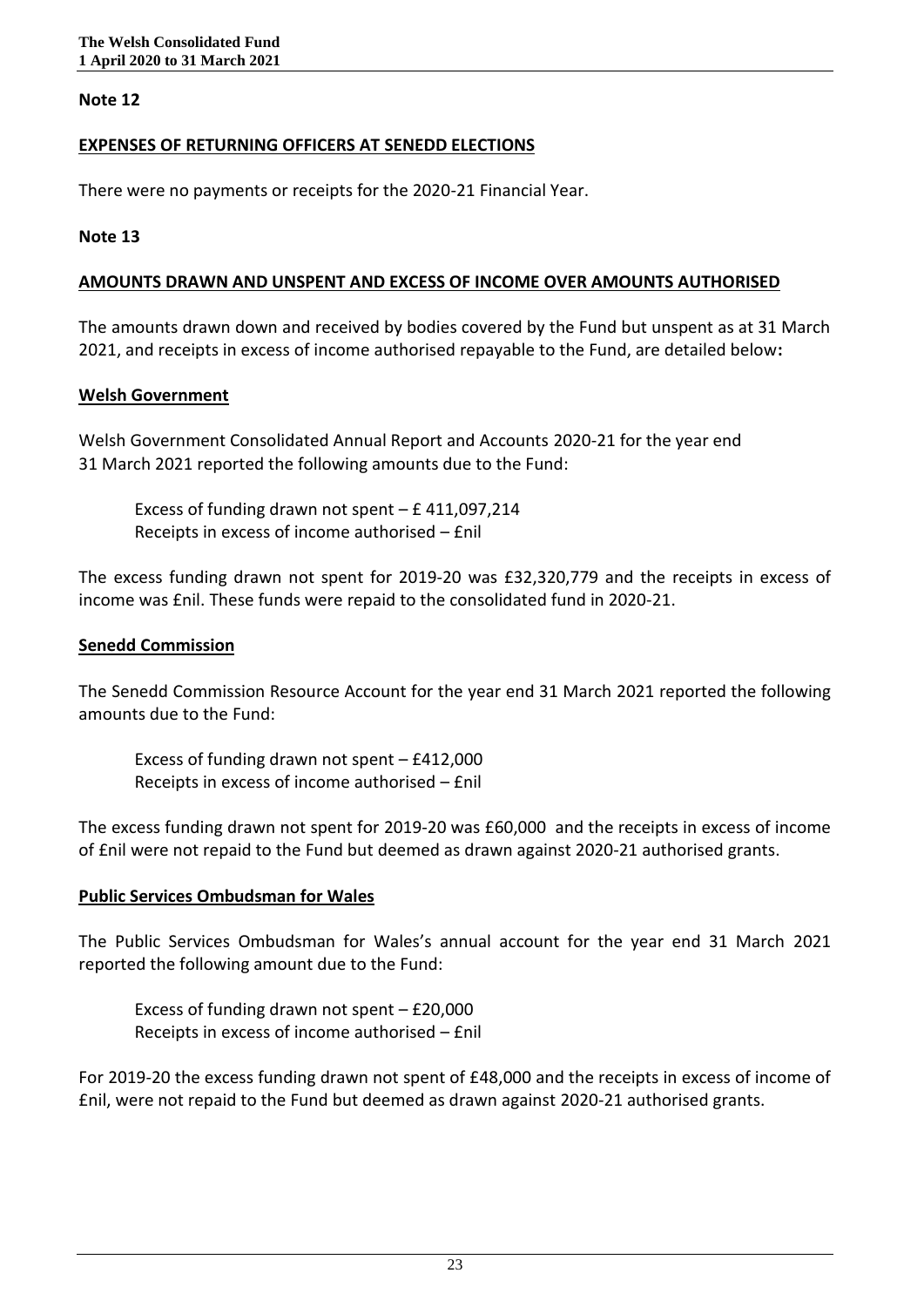**Note 12**

**EXPENSES OF RETURNING OFFICERS AT SENEDD ELECTIONS**

There were no payments or receipts for the 2020-21 Financial Year.

**Note 13**

**AMOUNTS DRAWN AND UNSPENT AND EXCESS OF INCOME OVER AMOUNTS AUTHORISED**

The amounts drawn down and received by bodies covered by the Fund but unspent as at 31 March 2021, and receipts in excess of income authorised repayable to the Fund, are detailed below**:**

**Welsh Government**

Welsh Government Consolidated Annual Report and Accounts 2020-21 for the year end 31 March 2021 reported the following amounts due to the Fund:

Excess of funding drawn not spent – £ 411,097,214
Receipts in excess of income authorised – £nil

The excess funding drawn not spent for 2019-20 was £32,320,779 and the receipts in excess of income was £nil. These funds were repaid to the consolidated fund in 2020-21.

**Senedd Commission**

The Senedd Commission Resource Account for the year end 31 March 2021 reported the following amounts due to the Fund:

Excess of funding drawn not spent – £412,000
Receipts in excess of income authorised – £nil

The excess funding drawn not spent for 2019-20 was £60,000 and the receipts in excess of income of £nil were not repaid to the Fund but deemed as drawn against 2020-21 authorised grants.

**Public Services Ombudsman for Wales**

The Public Services Ombudsman for Wales's annual account for the year end 31 March 2021 reported the following amount due to the Fund:

Excess of funding drawn not spent – £20,000
Receipts in excess of income authorised – £nil

For 2019-20 the excess funding drawn not spent of £48,000 and the receipts in excess of income of £nil, were not repaid to the Fund but deemed as drawn against 2020-21 authorised grants.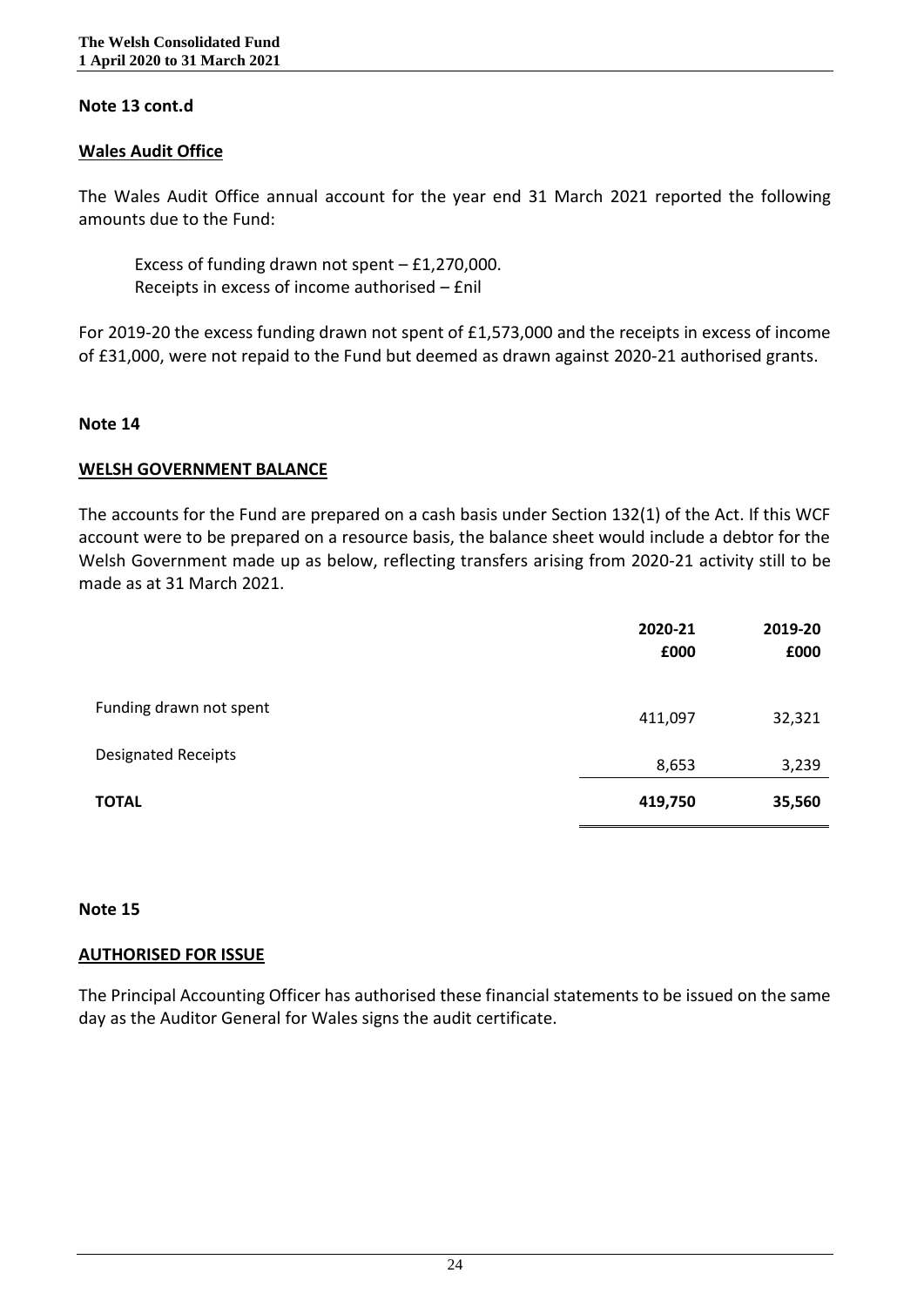**Note 13 cont.d**

**Wales Audit Office**

The Wales Audit Office annual account for the year end 31 March 2021 reported the following amounts due to the Fund:

Excess of funding drawn not spent – £1,270,000.
Receipts in excess of income authorised – £nil

For 2019-20 the excess funding drawn not spent of £1,573,000 and the receipts in excess of income of £31,000, were not repaid to the Fund but deemed as drawn against 2020-21 authorised grants.

**Note 14**

**WELSH GOVERNMENT BALANCE**

The accounts for the Fund are prepared on a cash basis under Section 132(1) of the Act. If this WCF account were to be prepared on a resource basis, the balance sheet would include a debtor for the Welsh Government made up as below, reflecting transfers arising from 2020-21 activity still to be made as at 31 March 2021.

| | 2020-21<br>£000 | 2019-20<br>£000 |
|---|---|---|
| Funding drawn not spent | 411,097 | 32,321 |
| Designated Receipts | 8,653 | 3,239 |
| **TOTAL** | **419,750** | **35,560** |

**Note 15**

**AUTHORISED FOR ISSUE**

The Principal Accounting Officer has authorised these financial statements to be issued on the same day as the Auditor General for Wales signs the audit certificate.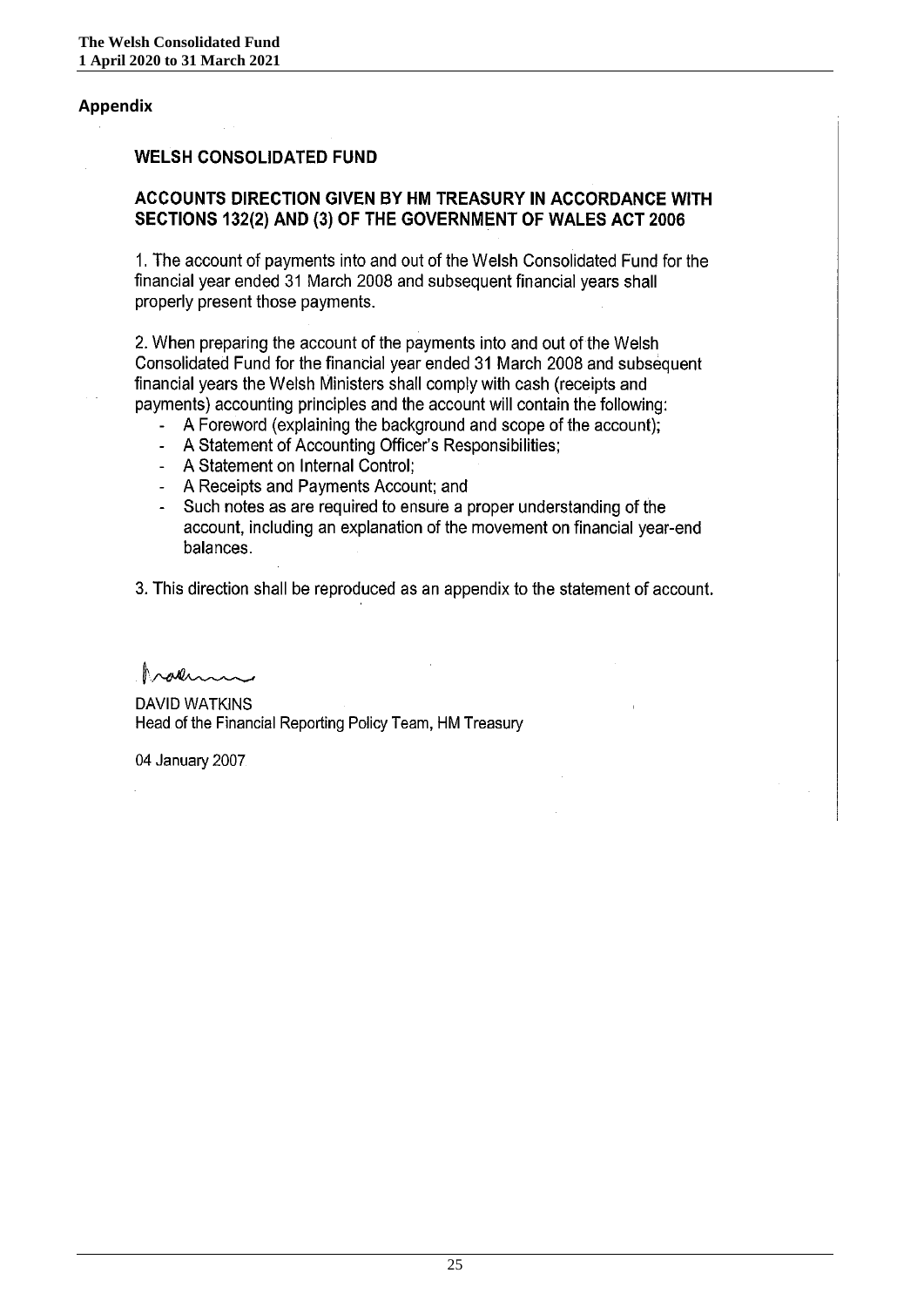## Appendix

### WELSH CONSOLIDATED FUND

### ACCOUNTS DIRECTION GIVEN BY HM TREASURY IN ACCORDANCE WITH SECTIONS 132(2) AND (3) OF THE GOVERNMENT OF WALES ACT 2006

1. The account of payments into and out of the Welsh Consolidated Fund for the financial year ended 31 March 2008 and subsequent financial years shall properly present those payments.

2. When preparing the account of the payments into and out of the Welsh Consolidated Fund for the financial year ended 31 March 2008 and subsequent financial years the Welsh Ministers shall comply with cash (receipts and payments) accounting principles and the account will contain the following:
   - A Foreword (explaining the background and scope of the account);
   - A Statement of Accounting Officer's Responsibilities;
   - A Statement on Internal Control;
   - A Receipts and Payments Account; and
   - Such notes as are required to ensure a proper understanding of the account, including an explanation of the movement on financial year-end balances.

3. This direction shall be reproduced as an appendix to the statement of account.

DAVID WATKINS
Head of the Financial Reporting Policy Team, HM Treasury

04 January 2007